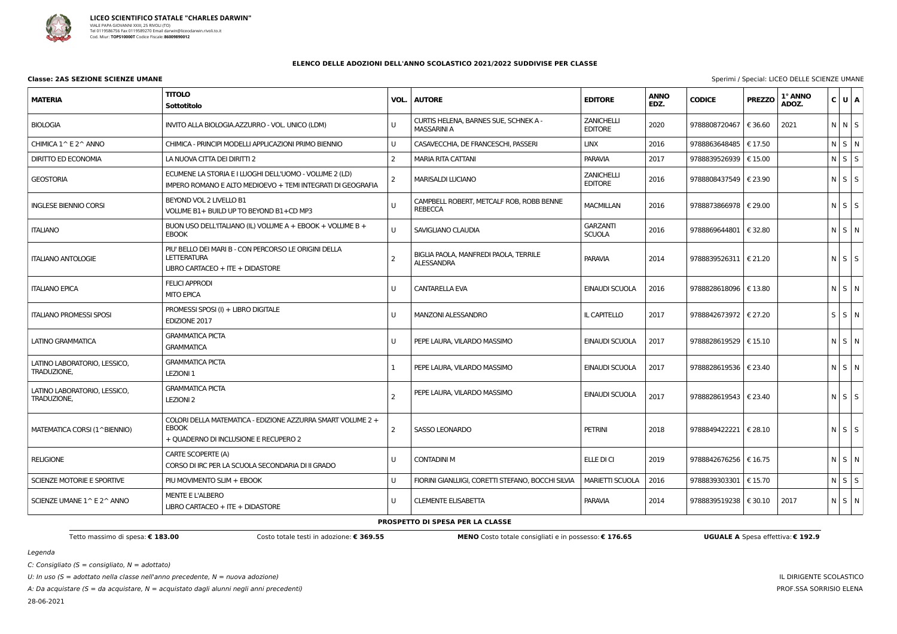**LICEO SCIENTIFICO STATALE "CHARLES DARWIN"**
VIALE PAPA GIOVANNI XXIII, 25 RIVOLI (TO)
Tel 0119586756 Fax 0119589270 Email darwin@liceodarwin.rivoli.to.it
Cod. Miur: **TOPS10000T** Codice Fiscale: **86009890012**

# ELENCO DELLE ADOZIONI DELL'ANNO SCOLASTICO 2021/2022 SUDDIVISE PER CLASSE

**Classe: 2AS SEZIONE SCIENZE UMANE**

Sperimi / Special: LICEO DELLE SCIENZE UMANE

| MATERIA | TITOLO<br>Sottotitolo | VOL. | AUTORE | EDITORE | ANNO EDZ. | CODICE | PREZZO | 1° ANNO ADOZ. | C | U | A |
|---|---|---|---|---|---|---|---|---|---|---|---|
| BIOLOGIA | INVITO ALLA BIOLOGIA.AZZURRO - VOL. UNICO (LDM) | U | CURTIS HELENA, BARNES SUE, SCHNEK A - MASSARINI A | ZANICHELLI EDITORE | 2020 | 9788808720467 | € 36.60 | 2021 | N | N | S |
| CHIMICA 1^ E 2^ ANNO | CHIMICA - PRINCIPI MODELLI APPLICAZIONI PRIMO BIENNIO | U | CASAVECCHIA, DE FRANCESCHI, PASSERI | LINX | 2016 | 9788863648485 | € 17.50 | | N | S | N |
| DIRITTO ED ECONOMIA | LA NUOVA CITTA DEI DIRITTI 2 | 2 | MARIA RITA CATTANI | PARAVIA | 2017 | 9788839526939 | € 15.00 | | N | S | S |
| GEOSTORIA | ECUMENE LA STORIA E I LUOGHI DELL'UOMO - VOLUME 2 (LD)<br>IMPERO ROMANO E ALTO MEDIOEVO + TEMI INTEGRATI DI GEOGRAFIA | 2 | MARISALDI LUCIANO | ZANICHELLI EDITORE | 2016 | 9788808437549 | € 23.90 | | N | S | S |
| INGLESE BIENNIO CORSI | BEYOND VOL 2 LIVELLO B1<br>VOLUME B1+ BUILD UP TO BEYOND B1+CD MP3 | U | CAMPBELL ROBERT, METCALF ROB, ROBB BENNE REBECCA | MACMILLAN | 2016 | 9788873866978 | € 29.00 | | N | S | S |
| ITALIANO | BUON USO DELL'ITALIANO (IL) VOLUME A + EBOOK + VOLUME B + EBOOK | U | SAVIGLIANO CLAUDIA | GARZANTI SCUOLA | 2016 | 9788869644801 | € 32.80 | | N | S | N |
| ITALIANO ANTOLOGIE | PIU' BELLO DEI MARI B - CON PERCORSO LE ORIGINI DELLA LETTERATURA<br>LIBRO CARTACEO + ITE + DIDASTORE | 2 | BIGLIA PAOLA, MANFREDI PAOLA, TERRILE ALESSANDRA | PARAVIA | 2014 | 9788839526311 | € 21.20 | | N | S | S |
| ITALIANO EPICA | FELICI APPRODI<br>MITO EPICA | U | CANTARELLA EVA | EINAUDI SCUOLA | 2016 | 9788828618096 | € 13.80 | | N | S | N |
| ITALIANO PROMESSI SPOSI | PROMESSI SPOSI (I) + LIBRO DIGITALE<br>EDIZIONE 2017 | U | MANZONI ALESSANDRO | IL CAPITELLO | 2017 | 9788842673972 | € 27.20 | | S | S | N |
| LATINO GRAMMATICA | GRAMMATICA PICTA<br>GRAMMATICA | U | PEPE LAURA, VILARDO MASSIMO | EINAUDI SCUOLA | 2017 | 9788828619529 | € 15.10 | | N | S | N |
| LATINO LABORATORIO, LESSICO, TRADUZIONE, | GRAMMATICA PICTA<br>LEZIONI 1 | 1 | PEPE LAURA, VILARDO MASSIMO | EINAUDI SCUOLA | 2017 | 9788828619536 | € 23.40 | | N | S | N |
| LATINO LABORATORIO, LESSICO, TRADUZIONE, | GRAMMATICA PICTA<br>LEZIONI 2 | 2 | PEPE LAURA, VILARDO MASSIMO | EINAUDI SCUOLA | 2017 | 9788828619543 | € 23.40 | | N | S | S |
| MATEMATICA CORSI (1^BIENNIO) | COLORI DELLA MATEMATICA - EDIZIONE AZZURRA SMART VOLUME 2 + EBOOK<br>+ QUADERNO DI INCLUSIONE E RECUPERO 2 | 2 | SASSO LEONARDO | PETRINI | 2018 | 9788849422221 | € 28.10 | | N | S | S |
| RELIGIONE | CARTE SCOPERTE (A)<br>CORSO DI IRC PER LA SCUOLA SECONDARIA DI II GRADO | U | CONTADINI M | ELLE DI CI | 2019 | 9788842676256 | € 16.75 | | N | S | N |
| SCIENZE MOTORIE E SPORTIVE | PIU MOVIMENTO SLIM + EBOOK | U | FIORINI GIANLUIGI, CORETTI STEFANO, BOCCHI SILVIA | MARIETTI SCUOLA | 2016 | 9788839303301 | € 15.70 | | N | S | S |
| SCIENZE UMANE 1^ E 2^ ANNO | MENTE E L'ALBERO<br>LIBRO CARTACEO + ITE + DIDASTORE | U | CLEMENTE ELISABETTA | PARAVIA | 2014 | 9788839519238 | € 30.10 | 2017 | N | S | N |

**PROSPETTO DI SPESA PER LA CLASSE**

Tetto massimo di spesa: **€ 183.00** Costo totale testi in adozione: **€ 369.55** **MENO** Costo totale consigliati e in possesso: **€ 176.65** **UGUALE A** Spesa effettiva: **€ 192.9**

*Legenda*

*C: Consigliato (S = consigliato, N = adottato)*

*U: In uso (S = adottato nella classe nell'anno precedente, N = nuova adozione)*

*A: Da acquistare (S = da acquistare, N = acquistato dagli alunni negli anni precedenti)*

28-06-2021

IL DIRIGENTE SCOLASTICO
PROF.SSA SORRISIO ELENA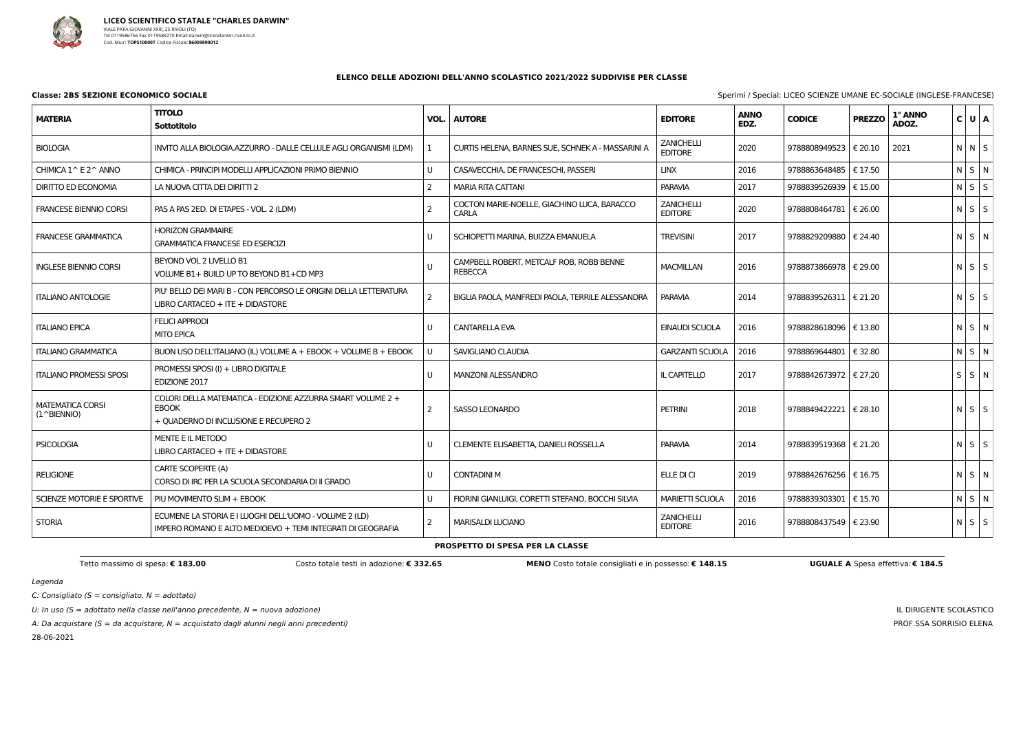**LICEO SCIENTIFICO STATALE "CHARLES DARWIN"**
VIALE PAPA GIOVANNI XXIII, 25 RIVOLI (TO)
Tel 0119586756 Fax 0119589270 Email darwin@liceodarwin.rivoli.to.it
Cod. Miur: **TOPS10000T** Codice Fiscale: **86009890012**

## ELENCO DELLE ADOZIONI DELL'ANNO SCOLASTICO 2021/2022 SUDDIVISE PER CLASSE

**Classe: 2BS SEZIONE ECONOMICO SOCIALE**

Sperimi / Special: LICEO SCIENZE UMANE EC-SOCIALE (INGLESE-FRANCESE)

| MATERIA | TITOLO Sottotitolo | VOL. | AUTORE | EDITORE | ANNO EDZ. | CODICE | PREZZO | 1° ANNO ADOZ. | C | U | A |
|---|---|---|---|---|---|---|---|---|---|---|---|
| BIOLOGIA | INVITO ALLA BIOLOGIA.AZZURRO - DALLE CELLULE AGLI ORGANISMI (LDM) | 1 | CURTIS HELENA, BARNES SUE, SCHNEK A - MASSARINI A | ZANICHELLI EDITORE | 2020 | 9788808949523 | € 20.10 | 2021 | N | N | S |
| CHIMICA 1^ E 2^ ANNO | CHIMICA - PRINCIPI MODELLI APPLICAZIONI PRIMO BIENNIO | U | CASAVECCHIA, DE FRANCESCHI, PASSERI | LINX | 2016 | 9788863648485 | € 17.50 | | N | S | N |
| DIRITTO ED ECONOMIA | LA NUOVA CITTA DEI DIRITTI 2 | 2 | MARIA RITA CATTANI | PARAVIA | 2017 | 9788839526939 | € 15.00 | | N | S | S |
| FRANCESE BIENNIO CORSI | PAS A PAS 2ED. DI ETAPES - VOL. 2 (LDM) | 2 | COCTON MARIE-NOELLE, GIACHINO LUCA, BARACCO CARLA | ZANICHELLI EDITORE | 2020 | 9788808464781 | € 26.00 | | N | S | S |
| FRANCESE GRAMMATICA | HORIZON GRAMMAIRE GRAMMATICA FRANCESE ED ESERCIZI | U | SCHIOPETTI MARINA, BUIZZA EMANUELA | TREVISINI | 2017 | 9788829209880 | € 24.40 | | N | S | N |
| INGLESE BIENNIO CORSI | BEYOND VOL 2 LIVELLO B1 VOLUME B1+ BUILD UP TO BEYOND B1+CD MP3 | U | CAMPBELL ROBERT, METCALF ROB, ROBB BENNE REBECCA | MACMILLAN | 2016 | 9788873866978 | € 29.00 | | N | S | S |
| ITALIANO ANTOLOGIE | PIU' BELLO DEI MARI B - CON PERCORSO LE ORIGINI DELLA LETTERATURA LIBRO CARTACEO + ITE + DIDASTORE | 2 | BIGLIA PAOLA, MANFREDI PAOLA, TERRILE ALESSANDRA | PARAVIA | 2014 | 9788839526311 | € 21.20 | | N | S | S |
| ITALIANO EPICA | FELICI APPRODI MITO EPICA | U | CANTARELLA EVA | EINAUDI SCUOLA | 2016 | 9788828618096 | € 13.80 | | N | S | N |
| ITALIANO GRAMMATICA | BUON USO DELL'ITALIANO (IL) VOLUME A + EBOOK + VOLUME B + EBOOK | U | SAVIGLIANO CLAUDIA | GARZANTI SCUOLA | 2016 | 9788869644801 | € 32.80 | | N | S | N |
| ITALIANO PROMESSI SPOSI | PROMESSI SPOSI (I) + LIBRO DIGITALE EDIZIONE 2017 | U | MANZONI ALESSANDRO | IL CAPITELLO | 2017 | 9788842673972 | € 27.20 | | S | S | N |
| MATEMATICA CORSI (1^BIENNIO) | COLORI DELLA MATEMATICA - EDIZIONE AZZURRA SMART VOLUME 2 + EBOOK + QUADERNO DI INCLUSIONE E RECUPERO 2 | 2 | SASSO LEONARDO | PETRINI | 2018 | 9788849422221 | € 28.10 | | N | S | S |
| PSICOLOGIA | MENTE E IL METODO LIBRO CARTACEO + ITE + DIDASTORE | U | CLEMENTE ELISABETTA, DANIELI ROSSELLA | PARAVIA | 2014 | 9788839519368 | € 21.20 | | N | S | S |
| RELIGIONE | CARTE SCOPERTE (A) CORSO DI IRC PER LA SCUOLA SECONDARIA DI II GRADO | U | CONTADINI M | ELLE DI CI | 2019 | 9788842676256 | € 16.75 | | N | S | N |
| SCIENZE MOTORIE E SPORTIVE | PIU MOVIMENTO SLIM + EBOOK | U | FIORINI GIANLUIGI, CORETTI STEFANO, BOCCHI SILVIA | MARIETTI SCUOLA | 2016 | 9788839303301 | € 15.70 | | N | S | N |
| STORIA | ECUMENE LA STORIA E I LUOGHI DELL'UOMO - VOLUME 2 (LD) IMPERO ROMANO E ALTO MEDIOEVO + TEMI INTEGRATI DI GEOGRAFIA | 2 | MARISALDI LUCIANO | ZANICHELLI EDITORE | 2016 | 9788808437549 | € 23.90 | | N | S | S |

**PROSPETTO DI SPESA PER LA CLASSE**

Tetto massimo di spesa: **€ 183.00** Costo totale testi in adozione: **€ 332.65** **MENO** Costo totale consigliati e in possesso: **€ 148.15** **UGUALE A** Spesa effettiva: **€ 184.5**

*Legenda*

*C: Consigliato (S = consigliato, N = adottato)*

*U: In uso (S = adottato nella classe nell'anno precedente, N = nuova adozione)*

*A: Da acquistare (S = da acquistare, N = acquistato dagli alunni negli anni precedenti)*

28-06-2021

IL DIRIGENTE SCOLASTICO
PROF.SSA SORRISIO ELENA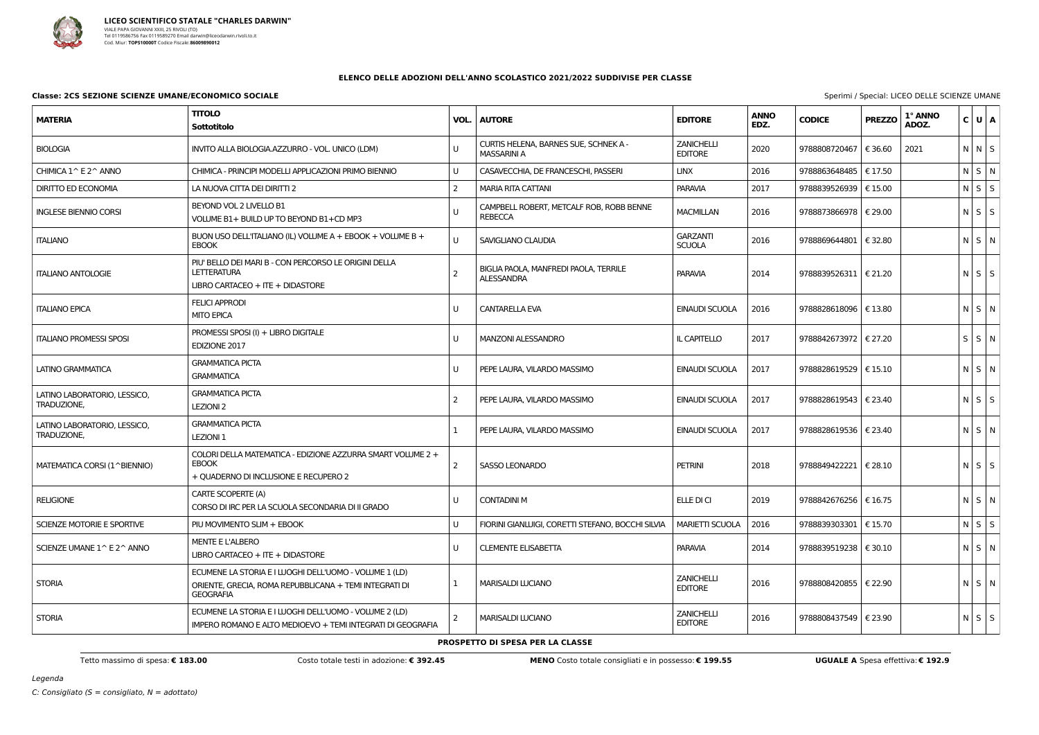**LICEO SCIENTIFICO STATALE "CHARLES DARWIN"**
VIALE PAPA GIOVANNI XXIII, 25 RIVOLI (TO)
Tel 0119586756 Fax 0119589270 Email darwin@liceodarwin.rivoli.to.it
Cod. Miur: **TOPS10000T** Codice Fiscale: **86009890012**

### ELENCO DELLE ADOZIONI DELL'ANNO SCOLASTICO 2021/2022 SUDDIVISE PER CLASSE

**Classe: 2CS SEZIONE SCIENZE UMANE/ECONOMICO SOCIALE**

Sperimi / Special: LICEO DELLE SCIENZE UMANE

| MATERIA | TITOLO Sottotitolo | VOL. | AUTORE | EDITORE | ANNO EDZ. | CODICE | PREZZO | 1° ANNO ADOZ. | C | U | A |
|---|---|---|---|---|---|---|---|---|---|---|---|
| BIOLOGIA | INVITO ALLA BIOLOGIA.AZZURRO - VOL. UNICO (LDM) | U | CURTIS HELENA, BARNES SUE, SCHNEK A - MASSARINI A | ZANICHELLI EDITORE | 2020 | 9788808720467 | € 36.60 | 2021 | N | N | S |
| CHIMICA 1^ E 2^ ANNO | CHIMICA - PRINCIPI MODELLI APPLICAZIONI PRIMO BIENNIO | U | CASAVECCHIA, DE FRANCESCHI, PASSERI | LINX | 2016 | 9788863648485 | € 17.50 | | N | S | N |
| DIRITTO ED ECONOMIA | LA NUOVA CITTA DEI DIRITTI 2 | 2 | MARIA RITA CATTANI | PARAVIA | 2017 | 9788839526939 | € 15.00 | | N | S | S |
| INGLESE BIENNIO CORSI | BEYOND VOL 2 LIVELLO B1<br>VOLUME B1+ BUILD UP TO BEYOND B1+CD MP3 | U | CAMPBELL ROBERT, METCALF ROB, ROBB BENNE REBECCA | MACMILLAN | 2016 | 9788873866978 | € 29.00 | | N | S | S |
| ITALIANO | BUON USO DELL'ITALIANO (IL) VOLUME A + EBOOK + VOLUME B + EBOOK | U | SAVIGLIANO CLAUDIA | GARZANTI SCUOLA | 2016 | 9788869644801 | € 32.80 | | N | S | N |
| ITALIANO ANTOLOGIE | PIU' BELLO DEI MARI B - CON PERCORSO LE ORIGINI DELLA LETTERATURA<br>LIBRO CARTACEO + ITE + DIDASTORE | 2 | BIGLIA PAOLA, MANFREDI PAOLA, TERRILE ALESSANDRA | PARAVIA | 2014 | 9788839526311 | € 21.20 | | N | S | S |
| ITALIANO EPICA | FELICI APPRODI<br>MITO EPICA | U | CANTARELLA EVA | EINAUDI SCUOLA | 2016 | 9788828618096 | € 13.80 | | N | S | N |
| ITALIANO PROMESSI SPOSI | PROMESSI SPOSI (I) + LIBRO DIGITALE<br>EDIZIONE 2017 | U | MANZONI ALESSANDRO | IL CAPITELLO | 2017 | 9788842673972 | € 27.20 | | S | S | N |
| LATINO GRAMMATICA | GRAMMATICA PICTA<br>GRAMMATICA | U | PEPE LAURA, VILARDO MASSIMO | EINAUDI SCUOLA | 2017 | 9788828619529 | € 15.10 | | N | S | N |
| LATINO LABORATORIO, LESSICO, TRADUZIONE, | GRAMMATICA PICTA<br>LEZIONI 2 | 2 | PEPE LAURA, VILARDO MASSIMO | EINAUDI SCUOLA | 2017 | 9788828619543 | € 23.40 | | N | S | S |
| LATINO LABORATORIO, LESSICO, TRADUZIONE, | GRAMMATICA PICTA<br>LEZIONI 1 | 1 | PEPE LAURA, VILARDO MASSIMO | EINAUDI SCUOLA | 2017 | 9788828619536 | € 23.40 | | N | S | N |
| MATEMATICA CORSI (1^BIENNIO) | COLORI DELLA MATEMATICA - EDIZIONE AZZURRA SMART VOLUME 2 + EBOOK<br>+ QUADERNO DI INCLUSIONE E RECUPERO 2 | 2 | SASSO LEONARDO | PETRINI | 2018 | 9788849422221 | € 28.10 | | N | S | S |
| RELIGIONE | CARTE SCOPERTE (A)<br>CORSO DI IRC PER LA SCUOLA SECONDARIA DI II GRADO | U | CONTADINI M | ELLE DI CI | 2019 | 9788842676256 | € 16.75 | | N | S | N |
| SCIENZE MOTORIE E SPORTIVE | PIU MOVIMENTO SLIM + EBOOK | U | FIORINI GIANLUIGI, CORETTI STEFANO, BOCCHI SILVIA | MARIETTI SCUOLA | 2016 | 9788839303301 | € 15.70 | | N | S | S |
| SCIENZE UMANE 1^ E 2^ ANNO | MENTE E L'ALBERO<br>LIBRO CARTACEO + ITE + DIDASTORE | U | CLEMENTE ELISABETTA | PARAVIA | 2014 | 9788839519238 | € 30.10 | | N | S | N |
| STORIA | ECUMENE LA STORIA E I LUOGHI DELL'UOMO - VOLUME 1 (LD)<br>ORIENTE, GRECIA, ROMA REPUBBLICANA + TEMI INTEGRATI DI GEOGRAFIA | 1 | MARISALDI LUCIANO | ZANICHELLI EDITORE | 2016 | 9788808420855 | € 22.90 | | N | S | N |
| STORIA | ECUMENE LA STORIA E I LUOGHI DELL'UOMO - VOLUME 2 (LD)<br>IMPERO ROMANO E ALTO MEDIOEVO + TEMI INTEGRATI DI GEOGRAFIA | 2 | MARISALDI LUCIANO | ZANICHELLI EDITORE | 2016 | 9788808437549 | € 23.90 | | N | S | S |

**PROSPETTO DI SPESA PER LA CLASSE**

Tetto massimo di spesa: **€ 183.00** Costo totale testi in adozione: **€ 392.45** **MENO** Costo totale consigliati e in possesso: **€ 199.55** **UGUALE A** Spesa effettiva: **€ 192.9**

*Legenda*

*C: Consigliato (S = consigliato, N = adottato)*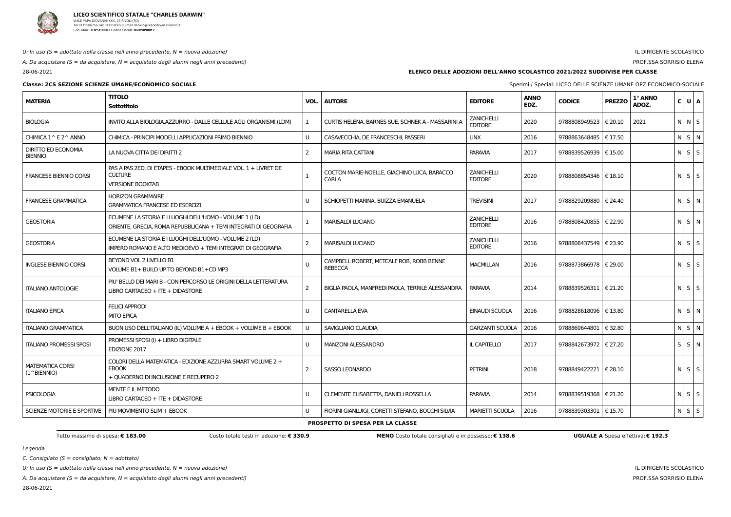**LICEO SCIENTIFICO STATALE "CHARLES DARWIN"**
VIALE PAPA GIOVANNI XXIII, 25 RIVOLI (TO)
Tel 0119586756 Fax 0119589270 Email darwin@liceodarwin.rivoli.to.it
Cod. Miur: **TOPS10000T** Codice Fiscale: **86009890012**

*U: In uso (S = adottato nella classe nell'anno precedente, N = nuova adozione)*

*A: Da acquistare (S = da acquistare, N = acquistato dagli alunni negli anni precedenti)*

28-06-2021

IL DIRIGENTE SCOLASTICO
PROF.SSA SORRISIO ELENA

**ELENCO DELLE ADOZIONI DELL'ANNO SCOLASTICO 2021/2022 SUDDIVISE PER CLASSE**

**Classe: 2CS SEZIONE SCIENZE UMANE/ECONOMICO SOCIALE**

Sperimi / Special: LICEO DELLE SCIENZE UMANE OPZ.ECONOMICO-SOCIALE

| MATERIA | TITOLO Sottotitolo | VOL. | AUTORE | EDITORE | ANNO EDZ. | CODICE | PREZZO | 1° ANNO ADOZ. | C | U | A |
|---|---|---|---|---|---|---|---|---|---|---|---|
| BIOLOGIA | INVITO ALLA BIOLOGIA.AZZURRO - DALLE CELLULE AGLI ORGANISMI (LDM) | 1 | CURTIS HELENA, BARNES SUE, SCHNEK A - MASSARINI A | ZANICHELLI EDITORE | 2020 | 9788808949523 | € 20.10 | 2021 | N | N | S |
| CHIMICA 1^ E 2^ ANNO | CHIMICA - PRINCIPI MODELLI APPLICAZIONI PRIMO BIENNIO | U | CASAVECCHIA, DE FRANCESCHI, PASSERI | LINX | 2016 | 9788863648485 | € 17.50 | | N | S | N |
| DIRITTO ED ECONOMIA BIENNIO | LA NUOVA CITTA DEI DIRITTI 2 | 2 | MARIA RITA CATTANI | PARAVIA | 2017 | 9788839526939 | € 15.00 | | N | S | S |
| FRANCESE BIENNIO CORSI | PAS A PAS 2ED. DI ETAPES - EBOOK MULTIMEDIALE VOL. 1 + LIVRET DE CULTURE VERSIONE BOOKTAB | 1 | COCTON MARIE-NOELLE, GIACHINO LUCA, BARACCO CARLA | ZANICHELLI EDITORE | 2020 | 9788808854346 | € 18.10 | | N | S | S |
| FRANCESE GRAMMATICA | HORIZON GRAMMAIRE GRAMMATICA FRANCESE ED ESERCIZI | U | SCHIOPETTI MARINA, BUIZZA EMANUELA | TREVISINI | 2017 | 9788829209880 | € 24.40 | | N | S | N |
| GEOSTORIA | ECUMENE LA STORIA E I LUOGHI DELL'UOMO - VOLUME 1 (LD) ORIENTE, GRECIA, ROMA REPUBBLICANA + TEMI INTEGRATI DI GEOGRAFIA | 1 | MARISALDI LUCIANO | ZANICHELLI EDITORE | 2016 | 9788808420855 | € 22.90 | | N | S | N |
| GEOSTORIA | ECUMENE LA STORIA E I LUOGHI DELL'UOMO - VOLUME 2 (LD) IMPERO ROMANO E ALTO MEDIOEVO + TEMI INTEGRATI DI GEOGRAFIA | 2 | MARISALDI LUCIANO | ZANICHELLI EDITORE | 2016 | 9788808437549 | € 23.90 | | N | S | S |
| INGLESE BIENNIO CORSI | BEYOND VOL 2 LIVELLO B1 VOLUME B1+ BUILD UP TO BEYOND B1+CD MP3 | U | CAMPBELL ROBERT, METCALF ROB, ROBB BENNE REBECCA | MACMILLAN | 2016 | 9788873866978 | € 29.00 | | N | S | S |
| ITALIANO ANTOLOGIE | PIU' BELLO DEI MARI B - CON PERCORSO LE ORIGINI DELLA LETTERATURA LIBRO CARTACEO + ITE + DIDASTORE | 2 | BIGLIA PAOLA, MANFREDI PAOLA, TERRILE ALESSANDRA | PARAVIA | 2014 | 9788839526311 | € 21.20 | | N | S | S |
| ITALIANO EPICA | FELICI APPRODI MITO EPICA | U | CANTARELLA EVA | EINAUDI SCUOLA | 2016 | 9788828618096 | € 13.80 | | N | S | N |
| ITALIANO GRAMMATICA | BUON USO DELL'ITALIANO (IL) VOLUME A + EBOOK + VOLUME B + EBOOK | U | SAVIGLIANO CLAUDIA | GARZANTI SCUOLA | 2016 | 9788869644801 | € 32.80 | | N | S | N |
| ITALIANO PROMESSI SPOSI | PROMESSI SPOSI (I) + LIBRO DIGITALE EDIZIONE 2017 | U | MANZONI ALESSANDRO | IL CAPITELLO | 2017 | 9788842673972 | € 27.20 | | S | S | N |
| MATEMATICA CORSI (1^BIENNIO) | COLORI DELLA MATEMATICA - EDIZIONE AZZURRA SMART VOLUME 2 + EBOOK + QUADERNO DI INCLUSIONE E RECUPERO 2 | 2 | SASSO LEONARDO | PETRINI | 2018 | 9788849422221 | € 28.10 | | N | S | S |
| PSICOLOGIA | MENTE E IL METODO LIBRO CARTACEO + ITE + DIDASTORE | U | CLEMENTE ELISABETTA, DANIELI ROSSELLA | PARAVIA | 2014 | 9788839519368 | € 21.20 | | N | S | S |
| SCIENZE MOTORIE E SPORTIVE | PIU MOVIMENTO SLIM + EBOOK | U | FIORINI GIANLUIGI, CORETTI STEFANO, BOCCHI SILVIA | MARIETTI SCUOLA | 2016 | 9788839303301 | € 15.70 | | N | S | S |

**PROSPETTO DI SPESA PER LA CLASSE**

Tetto massimo di spesa: **€ 183.00** — Costo totale testi in adozione: **€ 330.9** — **MENO** Costo totale consigliati e in possesso: **€ 138.6** — **UGUALE A** Spesa effettiva: **€ 192.3**

*Legenda*

*C: Consigliato (S = consigliato, N = adottato)*

*U: In uso (S = adottato nella classe nell'anno precedente, N = nuova adozione)*

*A: Da acquistare (S = da acquistare, N = acquistato dagli alunni negli anni precedenti)*

28-06-2021

IL DIRIGENTE SCOLASTICO
PROF.SSA SORRISIO ELENA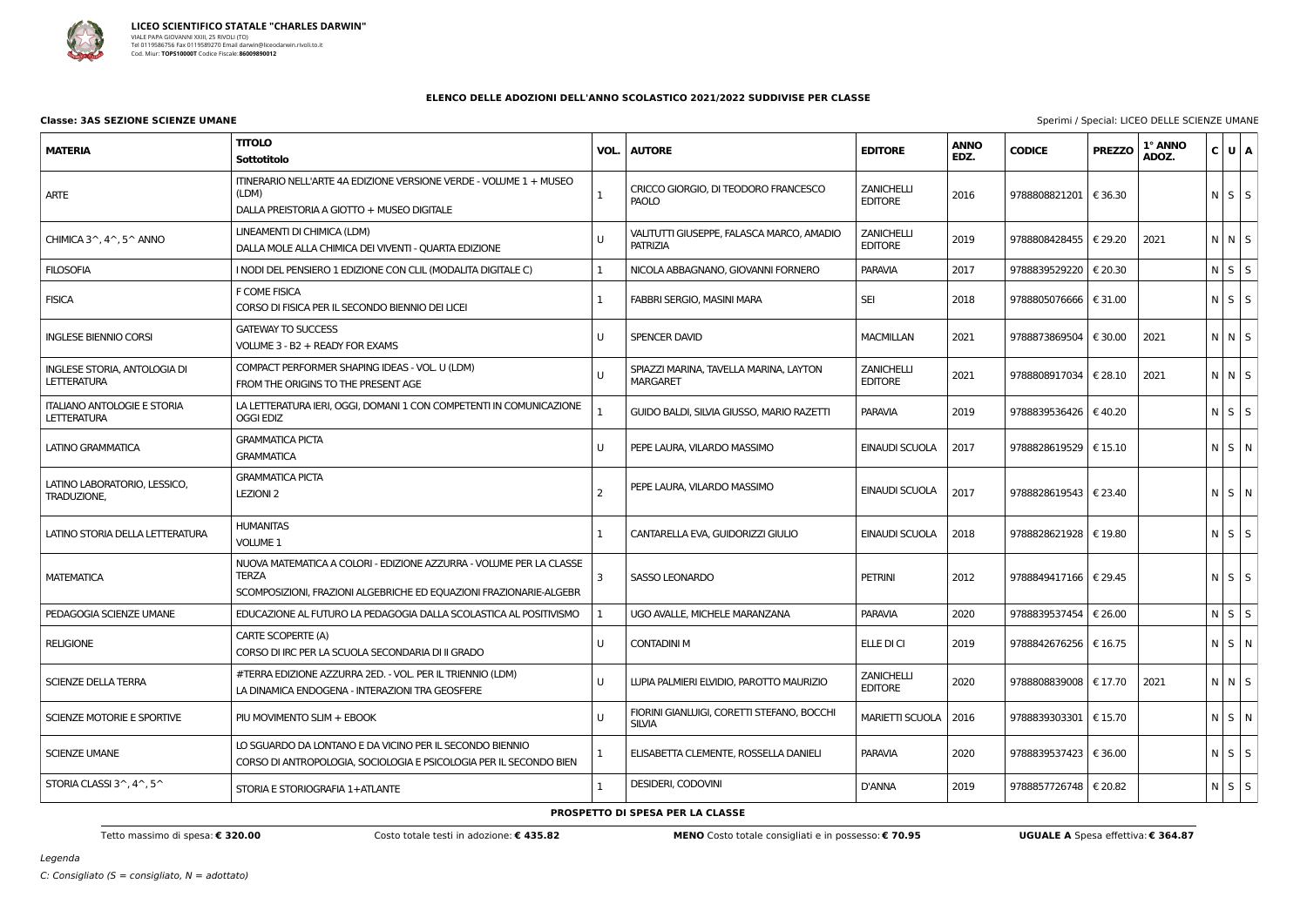**LICEO SCIENTIFICO STATALE "CHARLES DARWIN"**
VIALE PAPA GIOVANNI XXIII, 25 RIVOLI (TO)
Tel 0119586756 Fax 0119589270 Email darwin@liceodarwin.rivoli.to.it
Cod. Miur: **TOPS10000T** Codice Fiscale: **86009890012**

**ELENCO DELLE ADOZIONI DELL'ANNO SCOLASTICO 2021/2022 SUDDIVISE PER CLASSE**

**Classe: 3AS SEZIONE SCIENZE UMANE**

Sperimi / Special: LICEO DELLE SCIENZE UMANE

| MATERIA | TITOLO Sottotitolo | VOL. | AUTORE | EDITORE | ANNO EDZ. | CODICE | PREZZO | 1° ANNO ADOZ. | C | U | A |
|---|---|---|---|---|---|---|---|---|---|---|---|
| ARTE | ITINERARIO NELL'ARTE 4A EDIZIONE VERSIONE VERDE - VOLUME 1 + MUSEO (LDM) DALLA PREISTORIA A GIOTTO + MUSEO DIGITALE | 1 | CRICCO GIORGIO, DI TEODORO FRANCESCO PAOLO | ZANICHELLI EDITORE | 2016 | 9788808821201 | € 36.30 | | N | S | S |
| CHIMICA 3^, 4^, 5^ ANNO | LINEAMENTI DI CHIMICA (LDM) DALLA MOLE ALLA CHIMICA DEI VIVENTI - QUARTA EDIZIONE | U | VALITUTTI GIUSEPPE, FALASCA MARCO, AMADIO PATRIZIA | ZANICHELLI EDITORE | 2019 | 9788808428455 | € 29.20 | 2021 | N | N | S |
| FILOSOFIA | I NODI DEL PENSIERO 1 EDIZIONE CON CLIL (MODALITA DIGITALE C) | 1 | NICOLA ABBAGNANO, GIOVANNI FORNERO | PARAVIA | 2017 | 9788839529220 | € 20.30 | | N | S | S |
| FISICA | F COME FISICA CORSO DI FISICA PER IL SECONDO BIENNIO DEI LICEI | 1 | FABBRI SERGIO, MASINI MARA | SEI | 2018 | 9788805076666 | € 31.00 | | N | S | S |
| INGLESE BIENNIO CORSI | GATEWAY TO SUCCESS VOLUME 3 - B2 + READY FOR EXAMS | U | SPENCER DAVID | MACMILLAN | 2021 | 9788873869504 | € 30.00 | 2021 | N | N | S |
| INGLESE STORIA, ANTOLOGIA DI LETTERATURA | COMPACT PERFORMER SHAPING IDEAS - VOL. U (LDM) FROM THE ORIGINS TO THE PRESENT AGE | U | SPIAZZI MARINA, TAVELLA MARINA, LAYTON MARGARET | ZANICHELLI EDITORE | 2021 | 9788808917034 | € 28.10 | 2021 | N | N | S |
| ITALIANO ANTOLOGIE E STORIA LETTERATURA | LA LETTERATURA IERI, OGGI, DOMANI 1 CON COMPETENTI IN COMUNICAZIONE OGGI EDIZ | 1 | GUIDO BALDI, SILVIA GIUSSO, MARIO RAZETTI | PARAVIA | 2019 | 9788839536426 | € 40.20 | | N | S | S |
| LATINO GRAMMATICA | GRAMMATICA PICTA GRAMMATICA | U | PEPE LAURA, VILARDO MASSIMO | EINAUDI SCUOLA | 2017 | 9788828619529 | € 15.10 | | N | S | N |
| LATINO LABORATORIO, LESSICO, TRADUZIONE, | GRAMMATICA PICTA LEZIONI 2 | 2 | PEPE LAURA, VILARDO MASSIMO | EINAUDI SCUOLA | 2017 | 9788828619543 | € 23.40 | | N | S | N |
| LATINO STORIA DELLA LETTERATURA | HUMANITAS VOLUME 1 | 1 | CANTARELLA EVA, GUIDORIZZI GIULIO | EINAUDI SCUOLA | 2018 | 9788828621928 | € 19.80 | | N | S | S |
| MATEMATICA | NUOVA MATEMATICA A COLORI - EDIZIONE AZZURRA - VOLUME PER LA CLASSE TERZA SCOMPOSIZIONI, FRAZIONI ALGEBRICHE ED EQUAZIONI FRAZIONARIE-ALGEBR | 3 | SASSO LEONARDO | PETRINI | 2012 | 9788849417166 | € 29.45 | | N | S | S |
| PEDAGOGIA SCIENZE UMANE | EDUCAZIONE AL FUTURO LA PEDAGOGIA DALLA SCOLASTICA AL POSITIVISMO | 1 | UGO AVALLE, MICHELE MARANZANA | PARAVIA | 2020 | 9788839537454 | € 26.00 | | N | S | S |
| RELIGIONE | CARTE SCOPERTE (A) CORSO DI IRC PER LA SCUOLA SECONDARIA DI II GRADO | U | CONTADINI M | ELLE DI CI | 2019 | 9788842676256 | € 16.75 | | N | S | N |
| SCIENZE DELLA TERRA | #TERRA EDIZIONE AZZURRA 2ED. - VOL. PER IL TRIENNIO (LDM) LA DINAMICA ENDOGENA - INTERAZIONI TRA GEOSFERE | U | LUPIA PALMIERI ELVIDIO, PAROTTO MAURIZIO | ZANICHELLI EDITORE | 2020 | 9788808839008 | € 17.70 | 2021 | N | N | S |
| SCIENZE MOTORIE E SPORTIVE | PIU MOVIMENTO SLIM + EBOOK | U | FIORINI GIANLUIGI, CORETTI STEFANO, BOCCHI SILVIA | MARIETTI SCUOLA | 2016 | 9788839303301 | € 15.70 | | N | S | N |
| SCIENZE UMANE | LO SGUARDO DA LONTANO E DA VICINO PER IL SECONDO BIENNIO CORSO DI ANTROPOLOGIA, SOCIOLOGIA E PSICOLOGIA PER IL SECONDO BIEN | 1 | ELISABETTA CLEMENTE, ROSSELLA DANIELI | PARAVIA | 2020 | 9788839537423 | € 36.00 | | N | S | S |
| STORIA CLASSI 3^, 4^, 5^ | STORIA E STORIOGRAFIA 1+ATLANTE | 1 | DESIDERI, CODOVINI | D'ANNA | 2019 | 9788857726748 | € 20.82 | | N | S | S |

**PROSPETTO DI SPESA PER LA CLASSE**

Tetto massimo di spesa: **€ 320.00** Costo totale testi in adozione: **€ 435.82** **MENO** Costo totale consigliati e in possesso: **€ 70.95** **UGUALE A** Spesa effettiva: **€ 364.87**

*Legenda*

*C: Consigliato (S = consigliato, N = adottato)*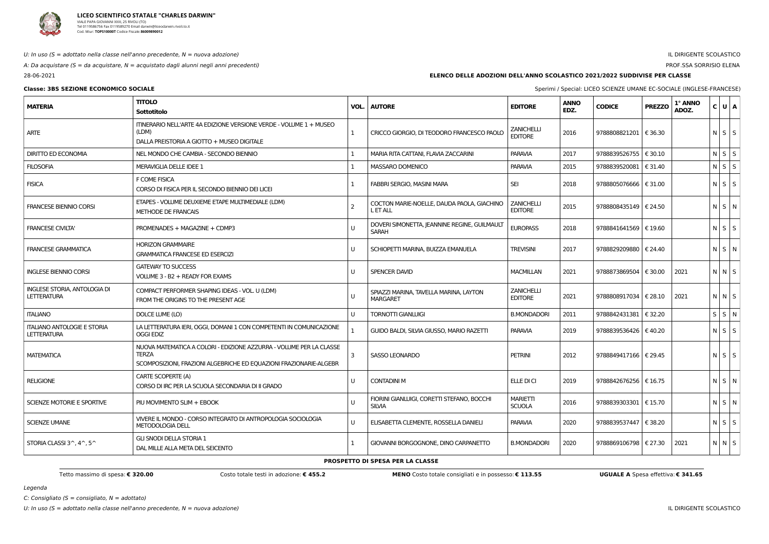**LICEO SCIENTIFICO STATALE "CHARLES DARWIN"**
VIALE PAPA GIOVANNI XXIII, 25 RIVOLI (TO)
Tel 0119586756 Fax 0119589270 Email darwin@liceodarwin.rivoli.to.it
Cod. Miur: **TOPS10000T** Codice Fiscale: **86009890012**

*U: In uso (S = adottato nella classe nell'anno precedente, N = nuova adozione)*

*A: Da acquistare (S = da acquistare, N = acquistato dagli alunni negli anni precedenti)*

28-06-2021

IL DIRIGENTE SCOLASTICO

PROF.SSA SORRISIO ELENA

**ELENCO DELLE ADOZIONI DELL'ANNO SCOLASTICO 2021/2022 SUDDIVISE PER CLASSE**

**Classe: 3BS SEZIONE ECONOMICO SOCIALE**

Sperimi / Special: LICEO SCIENZE UMANE EC-SOCIALE (INGLESE-FRANCESE)

| MATERIA | TITOLO Sottotitolo | VOL. | AUTORE | EDITORE | ANNO EDZ. | CODICE | PREZZO | 1° ANNO ADOZ. | C | U | A |
|---|---|---|---|---|---|---|---|---|---|---|---|
| ARTE | ITINERARIO NELL'ARTE 4A EDIZIONE VERSIONE VERDE - VOLUME 1 + MUSEO (LDM) DALLA PREISTORIA A GIOTTO + MUSEO DIGITALE | 1 | CRICCO GIORGIO, DI TEODORO FRANCESCO PAOLO | ZANICHELLI EDITORE | 2016 | 9788808821201 | € 36.30 | | N | S | S |
| DIRITTO ED ECONOMIA | NEL MONDO CHE CAMBIA - SECONDO BIENNIO | 1 | MARIA RITA CATTANI, FLAVIA ZACCARINI | PARAVIA | 2017 | 9788839526755 | € 30.10 | | N | S | S |
| FILOSOFIA | MERAVIGLIA DELLE IDEE 1 | 1 | MASSARO DOMENICO | PARAVIA | 2015 | 9788839520081 | € 31.40 | | N | S | S |
| FISICA | F COME FISICA CORSO DI FISICA PER IL SECONDO BIENNIO DEI LICEI | 1 | FABBRI SERGIO, MASINI MARA | SEI | 2018 | 9788805076666 | € 31.00 | | N | S | S |
| FRANCESE BIENNIO CORSI | ETAPES - VOLUME DEUXIEME ETAPE MULTIMEDIALE (LDM) METHODE DE FRANCAIS | 2 | COCTON MARIE-NOELLE, DAUDA PAOLA, GIACHINO L ET ALL | ZANICHELLI EDITORE | 2015 | 9788808435149 | € 24.50 | | N | S | N |
| FRANCESE CIVILTA' | PROMENADES + MAGAZINE + CDMP3 | U | DOVERI SIMONETTA, JEANNINE REGINE, GUILMAULT SARAH | EUROPASS | 2018 | 9788841641569 | € 19.60 | | N | S | S |
| FRANCESE GRAMMATICA | HORIZON GRAMMAIRE GRAMMATICA FRANCESE ED ESERCIZI | U | SCHIOPETTI MARINA, BUIZZA EMANUELA | TREVISINI | 2017 | 9788829209880 | € 24.40 | | N | S | N |
| INGLESE BIENNIO CORSI | GATEWAY TO SUCCESS VOLUME 3 - B2 + READY FOR EXAMS | U | SPENCER DAVID | MACMILLAN | 2021 | 9788873869504 | € 30.00 | 2021 | N | N | S |
| INGLESE STORIA, ANTOLOGIA DI LETTERATURA | COMPACT PERFORMER SHAPING IDEAS - VOL. U (LDM) FROM THE ORIGINS TO THE PRESENT AGE | U | SPIAZZI MARINA, TAVELLA MARINA, LAYTON MARGARET | ZANICHELLI EDITORE | 2021 | 9788808917034 | € 28.10 | 2021 | N | N | S |
| ITALIANO | DOLCE LUME (LO) | U | TORNOTTI GIANLUIGI | B.MONDADORI | 2011 | 9788842431381 | € 32.20 | | S | S | N |
| ITALIANO ANTOLOGIE E STORIA LETTERATURA | LA LETTERATURA IERI, OGGI, DOMANI 1 CON COMPETENTI IN COMUNICAZIONE OGGI EDIZ | 1 | GUIDO BALDI, SILVIA GIUSSO, MARIO RAZETTI | PARAVIA | 2019 | 9788839536426 | € 40.20 | | N | S | S |
| MATEMATICA | NUOVA MATEMATICA A COLORI - EDIZIONE AZZURRA - VOLUME PER LA CLASSE TERZA SCOMPOSIZIONI, FRAZIONI ALGEBRICHE ED EQUAZIONI FRAZIONARIE-ALGEBR | 3 | SASSO LEONARDO | PETRINI | 2012 | 9788849417166 | € 29.45 | | N | S | S |
| RELIGIONE | CARTE SCOPERTE (A) CORSO DI IRC PER LA SCUOLA SECONDARIA DI II GRADO | U | CONTADINI M | ELLE DI CI | 2019 | 9788842676256 | € 16.75 | | N | S | N |
| SCIENZE MOTORIE E SPORTIVE | PIU MOVIMENTO SLIM + EBOOK | U | FIORINI GIANLUIGI, CORETTI STEFANO, BOCCHI SILVIA | MARIETTI SCUOLA | 2016 | 9788839303301 | € 15.70 | | N | S | N |
| SCIENZE UMANE | VIVERE IL MONDO - CORSO INTEGRATO DI ANTROPOLOGIA SOCIOLOGIA METODOLOGIA DELL | U | ELISABETTA CLEMENTE, ROSSELLA DANIELI | PARAVIA | 2020 | 9788839537447 | € 38.20 | | N | S | S |
| STORIA CLASSI 3^, 4^, 5^ | GLI SNODI DELLA STORIA 1 DAL MILLE ALLA META DEL SEICENTO | 1 | GIOVANNI BORGOGNONE, DINO CARPANETTO | B.MONDADORI | 2020 | 9788869106798 | € 27.30 | 2021 | N | N | S |

**PROSPETTO DI SPESA PER LA CLASSE**

Tetto massimo di spesa: **€ 320.00** Costo totale testi in adozione: **€ 455.2** **MENO** Costo totale consigliati e in possesso: **€ 113.55** **UGUALE A** Spesa effettiva: **€ 341.65**

*Legenda*

*C: Consigliato (S = consigliato, N = adottato)*

*U: In uso (S = adottato nella classe nell'anno precedente, N = nuova adozione)*

IL DIRIGENTE SCOLASTICO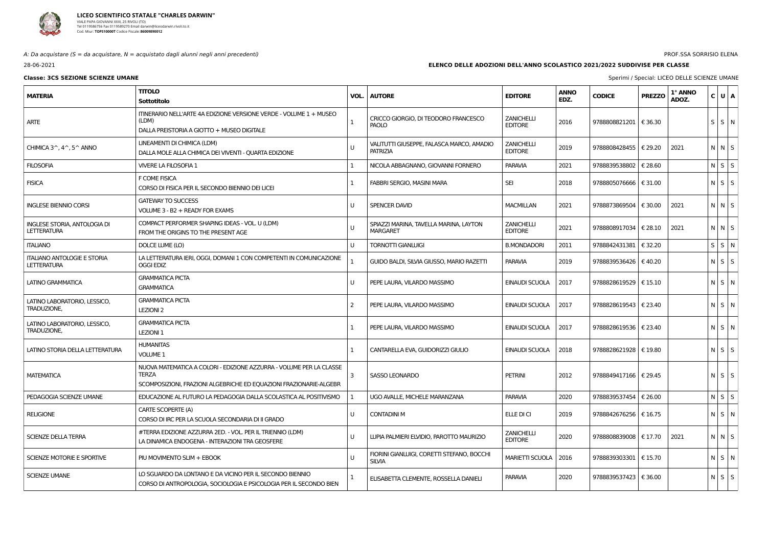**LICEO SCIENTIFICO STATALE "CHARLES DARWIN"**
VIALE PAPA GIOVANNI XXIII, 25 RIVOLI (TO)
Tel 0119586756 Fax 0119589270 Email darwin@liceodarwin.rivoli.to.it
Cod. Miur: **TOPS10000T** Codice Fiscale: **86009890012**

*A: Da acquistare (S = da acquistare, N = acquistato dagli alunni negli anni precedenti)*

PROF.SSA SORRISIO ELENA

28-06-2021

**ELENCO DELLE ADOZIONI DELL'ANNO SCOLASTICO 2021/2022 SUDDIVISE PER CLASSE**

**Classe: 3CS SEZIONE SCIENZE UMANE**

Sperimi / Special: LICEO DELLE SCIENZE UMANE

| MATERIA | TITOLO<br>Sottotitolo | VOL. | AUTORE | EDITORE | ANNO EDZ. | CODICE | PREZZO | 1° ANNO ADOZ. | C | U | A |
|---|---|---|---|---|---|---|---|---|---|---|---|
| ARTE | ITINERARIO NELL'ARTE 4A EDIZIONE VERSIONE VERDE - VOLUME 1 + MUSEO (LDM)<br>DALLA PREISTORIA A GIOTTO + MUSEO DIGITALE | 1 | CRICCO GIORGIO, DI TEODORO FRANCESCO PAOLO | ZANICHELLI EDITORE | 2016 | 9788808821201 | € 36.30 | | S | S | N |
| CHIMICA 3^, 4^, 5^ ANNO | LINEAMENTI DI CHIMICA (LDM)<br>DALLA MOLE ALLA CHIMICA DEI VIVENTI - QUARTA EDIZIONE | U | VALITUTTI GIUSEPPE, FALASCA MARCO, AMADIO PATRIZIA | ZANICHELLI EDITORE | 2019 | 9788808428455 | € 29.20 | 2021 | N | N | S |
| FILOSOFIA | VIVERE LA FILOSOFIA 1 | 1 | NICOLA ABBAGNANO, GIOVANNI FORNERO | PARAVIA | 2021 | 9788839538802 | € 28.60 | | N | S | S |
| FISICA | F COME FISICA<br>CORSO DI FISICA PER IL SECONDO BIENNIO DEI LICEI | 1 | FABBRI SERGIO, MASINI MARA | SEI | 2018 | 9788805076666 | € 31.00 | | N | S | S |
| INGLESE BIENNIO CORSI | GATEWAY TO SUCCESS<br>VOLUME 3 - B2 + READY FOR EXAMS | U | SPENCER DAVID | MACMILLAN | 2021 | 9788873869504 | € 30.00 | 2021 | N | N | S |
| INGLESE STORIA, ANTOLOGIA DI LETTERATURA | COMPACT PERFORMER SHAPING IDEAS - VOL. U (LDM)<br>FROM THE ORIGINS TO THE PRESENT AGE | U | SPIAZZI MARINA, TAVELLA MARINA, LAYTON MARGARET | ZANICHELLI EDITORE | 2021 | 9788808917034 | € 28.10 | 2021 | N | N | S |
| ITALIANO | DOLCE LUME (LO) | U | TORNOTTI GIANLUIGI | B.MONDADORI | 2011 | 9788842431381 | € 32.20 | | S | S | N |
| ITALIANO ANTOLOGIE E STORIA LETTERATURA | LA LETTERATURA IERI, OGGI, DOMANI 1 CON COMPETENTI IN COMUNICAZIONE OGGI EDIZ | 1 | GUIDO BALDI, SILVIA GIUSSO, MARIO RAZETTI | PARAVIA | 2019 | 9788839536426 | € 40.20 | | N | S | S |
| LATINO GRAMMATICA | GRAMMATICA PICTA<br>GRAMMATICA | U | PEPE LAURA, VILARDO MASSIMO | EINAUDI SCUOLA | 2017 | 9788828619529 | € 15.10 | | N | S | N |
| LATINO LABORATORIO, LESSICO, TRADUZIONE, | GRAMMATICA PICTA<br>LEZIONI 2 | 2 | PEPE LAURA, VILARDO MASSIMO | EINAUDI SCUOLA | 2017 | 9788828619543 | € 23.40 | | N | S | N |
| LATINO LABORATORIO, LESSICO, TRADUZIONE, | GRAMMATICA PICTA<br>LEZIONI 1 | 1 | PEPE LAURA, VILARDO MASSIMO | EINAUDI SCUOLA | 2017 | 9788828619536 | € 23.40 | | N | S | N |
| LATINO STORIA DELLA LETTERATURA | HUMANITAS<br>VOLUME 1 | 1 | CANTARELLA EVA, GUIDORIZZI GIULIO | EINAUDI SCUOLA | 2018 | 9788828621928 | € 19.80 | | N | S | S |
| MATEMATICA | NUOVA MATEMATICA A COLORI - EDIZIONE AZZURRA - VOLUME PER LA CLASSE TERZA<br>SCOMPOSIZIONI, FRAZIONI ALGEBRICHE ED EQUAZIONI FRAZIONARIE-ALGEBR | 3 | SASSO LEONARDO | PETRINI | 2012 | 9788849417166 | € 29.45 | | N | S | S |
| PEDAGOGIA SCIENZE UMANE | EDUCAZIONE AL FUTURO LA PEDAGOGIA DALLA SCOLASTICA AL POSITIVISMO | 1 | UGO AVALLE, MICHELE MARANZANA | PARAVIA | 2020 | 9788839537454 | € 26.00 | | N | S | S |
| RELIGIONE | CARTE SCOPERTE (A)<br>CORSO DI IRC PER LA SCUOLA SECONDARIA DI II GRADO | U | CONTADINI M | ELLE DI CI | 2019 | 9788842676256 | € 16.75 | | N | S | N |
| SCIENZE DELLA TERRA | #TERRA EDIZIONE AZZURRA 2ED. - VOL. PER IL TRIENNIO (LDM)<br>LA DINAMICA ENDOGENA - INTERAZIONI TRA GEOSFERE | U | LUPIA PALMIERI ELVIDIO, PAROTTO MAURIZIO | ZANICHELLI EDITORE | 2020 | 9788808839008 | € 17.70 | 2021 | N | N | S |
| SCIENZE MOTORIE E SPORTIVE | PIU MOVIMENTO SLIM + EBOOK | U | FIORINI GIANLUIGI, CORETTI STEFANO, BOCCHI SILVIA | MARIETTI SCUOLA | 2016 | 9788839303301 | € 15.70 | | N | S | N |
| SCIENZE UMANE | LO SGUARDO DA LONTANO E DA VICINO PER IL SECONDO BIENNIO<br>CORSO DI ANTROPOLOGIA, SOCIOLOGIA E PSICOLOGIA PER IL SECONDO BIEN | 1 | ELISABETTA CLEMENTE, ROSSELLA DANIELI | PARAVIA | 2020 | 9788839537423 | € 36.00 | | N | S | S |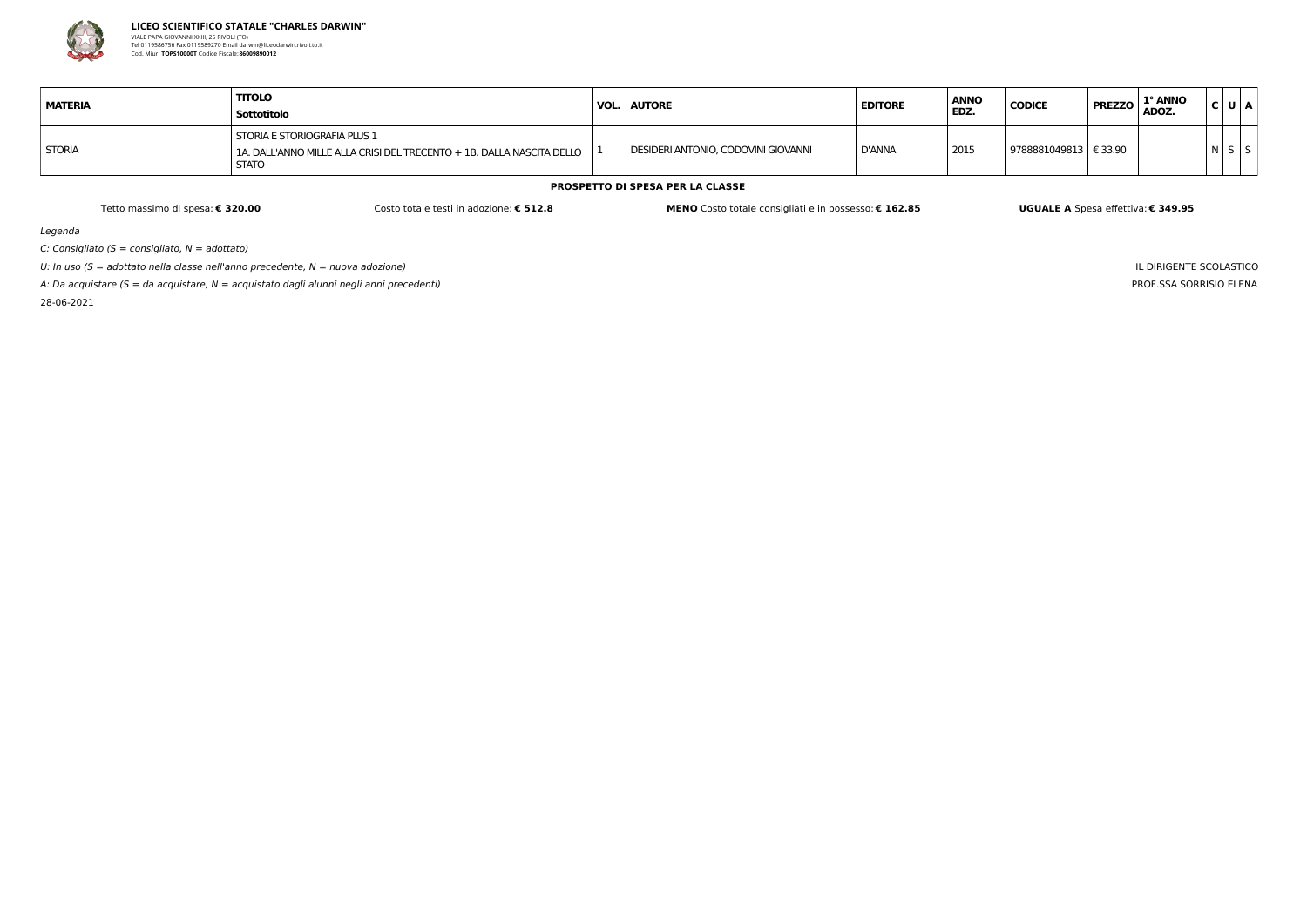**LICEO SCIENTIFICO STATALE "CHARLES DARWIN"**
VIALE PAPA GIOVANNI XXIII, 25 RIVOLI (TO)
Tel 0119586756 Fax 0119589270 Email darwin@liceodarwin.rivoli.to.it
Cod. Miur: **TOPS10000T** Codice Fiscale: **86009890012**

| MATERIA | TITOLO<br>Sottotitolo | VOL. | AUTORE | EDITORE | ANNO EDZ. | CODICE | PREZZO | 1° ANNO ADOZ. | C | U | A |
|---|---|---|---|---|---|---|---|---|---|---|---|
| STORIA | STORIA E STORIOGRAFIA PLUS 1<br>1A. DALL'ANNO MILLE ALLA CRISI DEL TRECENTO + 1B. DALLA NASCITA DELLO STATO | 1 | DESIDERI ANTONIO, CODOVINI GIOVANNI | D'ANNA | 2015 | 9788881049813 | € 33.90 | | N | S | S |

**PROSPETTO DI SPESA PER LA CLASSE**

Tetto massimo di spesa: **€ 320.00** | Costo totale testi in adozione: **€ 512.8** | **MENO** Costo totale consigliati e in possesso: **€ 162.85** | **UGUALE A** Spesa effettiva: **€ 349.95**

*Legenda*

*C: Consigliato (S = consigliato, N = adottato)*

*U: In uso (S = adottato nella classe nell'anno precedente, N = nuova adozione)*

*A: Da acquistare (S = da acquistare, N = acquistato dagli alunni negli anni precedenti)*

28-06-2021

IL DIRIGENTE SCOLASTICO
PROF.SSA SORRISIO ELENA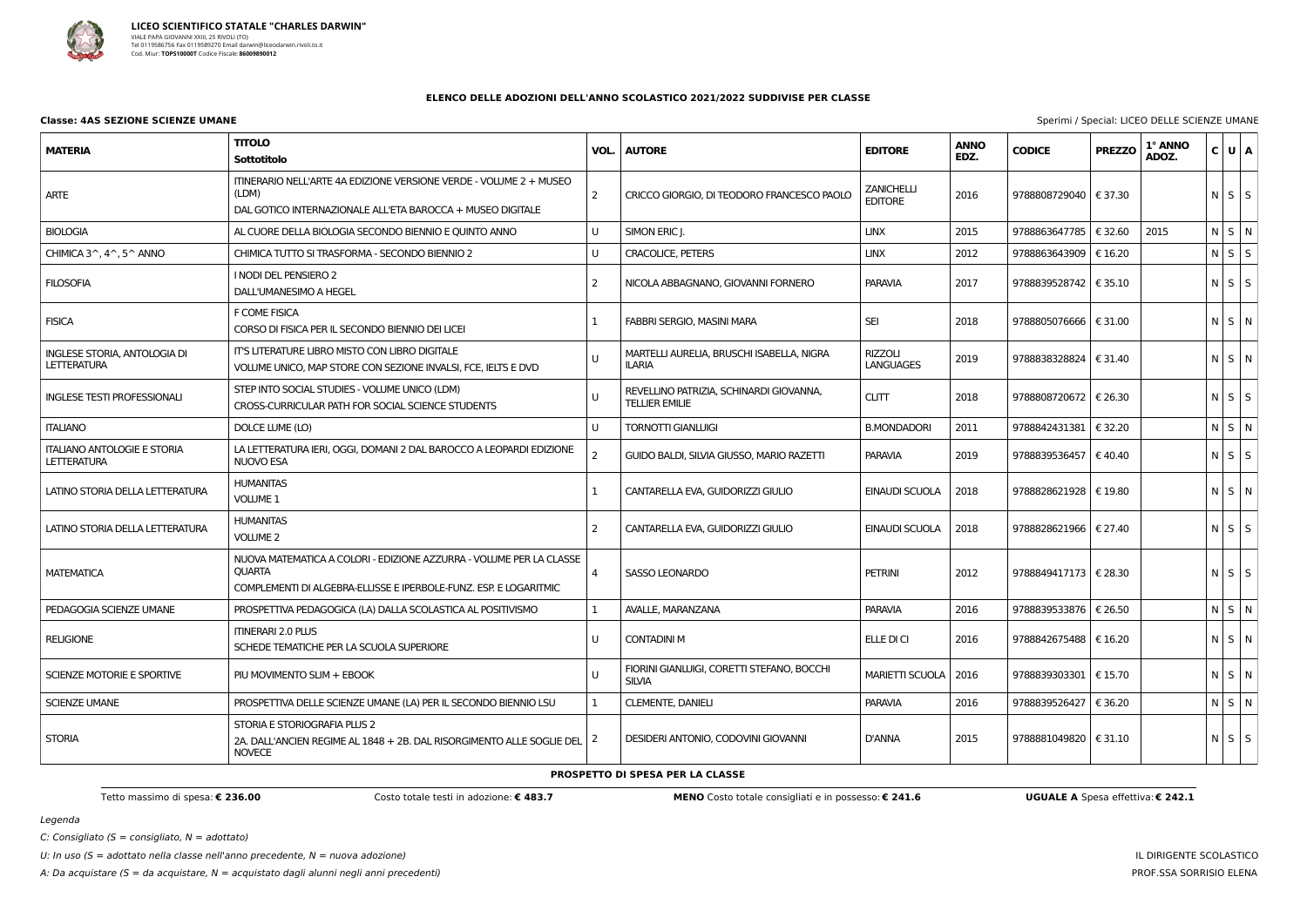**LICEO SCIENTIFICO STATALE "CHARLES DARWIN"**
VIALE PAPA GIOVANNI XXIII, 25 RIVOLI (TO)
Tel 0119586756 Fax 0119589270 Email darwin@liceodarwin.rivoli.to.it
Cod. Miur: **TOPS10000T** Codice Fiscale: **86009890012**

## ELENCO DELLE ADOZIONI DELL'ANNO SCOLASTICO 2021/2022 SUDDIVISE PER CLASSE

**Classe: 4AS SEZIONE SCIENZE UMANE** — Sperimi / Special: LICEO DELLE SCIENZE UMANE

| MATERIA | TITOLO / Sottotitolo | VOL. | AUTORE | EDITORE | ANNO EDZ. | CODICE | PREZZO | 1° ANNO ADOZ. | C | U | A |
|---|---|---|---|---|---|---|---|---|---|---|---|
| ARTE | ITINERARIO NELL'ARTE 4A EDIZIONE VERSIONE VERDE - VOLUME 2 + MUSEO (LDM) / DAL GOTICO INTERNAZIONALE ALL'ETA BAROCCA + MUSEO DIGITALE | 2 | CRICCO GIORGIO, DI TEODORO FRANCESCO PAOLO | ZANICHELLI EDITORE | 2016 | 9788808729040 | € 37.30 | | N | S | S |
| BIOLOGIA | AL CUORE DELLA BIOLOGIA SECONDO BIENNIO E QUINTO ANNO | U | SIMON ERIC J. | LINX | 2015 | 9788863647785 | € 32.60 | 2015 | N | S | N |
| CHIMICA 3^, 4^, 5^ ANNO | CHIMICA TUTTO SI TRASFORMA - SECONDO BIENNIO 2 | U | CRACOLICE, PETERS | LINX | 2012 | 9788863643909 | € 16.20 | | N | S | S |
| FILOSOFIA | I NODI DEL PENSIERO 2 / DALL'UMANESIMO A HEGEL | 2 | NICOLA ABBAGNANO, GIOVANNI FORNERO | PARAVIA | 2017 | 9788839528742 | € 35.10 | | N | S | S |
| FISICA | F COME FISICA / CORSO DI FISICA PER IL SECONDO BIENNIO DEI LICEI | 1 | FABBRI SERGIO, MASINI MARA | SEI | 2018 | 9788805076666 | € 31.00 | | N | S | N |
| INGLESE STORIA, ANTOLOGIA DI LETTERATURA | IT'S LITERATURE LIBRO MISTO CON LIBRO DIGITALE / VOLUME UNICO, MAP STORE CON SEZIONE INVALSI, FCE, IELTS E DVD | U | MARTELLI AURELIA, BRUSCHI ISABELLA, NIGRA ILARIA | RIZZOLI LANGUAGES | 2019 | 9788838328824 | € 31.40 | | N | S | N |
| INGLESE TESTI PROFESSIONALI | STEP INTO SOCIAL STUDIES - VOLUME UNICO (LDM) / CROSS-CURRICULAR PATH FOR SOCIAL SCIENCE STUDENTS | U | REVELLINO PATRIZIA, SCHINARDI GIOVANNA, TELLIER EMILIE | CLITT | 2018 | 9788808720672 | € 26.30 | | N | S | S |
| ITALIANO | DOLCE LUME (LO) | U | TORNOTTI GIANLUIGI | B.MONDADORI | 2011 | 9788842431381 | € 32.20 | | N | S | N |
| ITALIANO ANTOLOGIE E STORIA LETTERATURA | LA LETTERATURA IERI, OGGI, DOMANI 2 DAL BAROCCO A LEOPARDI EDIZIONE NUOVO ESA | 2 | GUIDO BALDI, SILVIA GIUSSO, MARIO RAZETTI | PARAVIA | 2019 | 9788839536457 | € 40.40 | | N | S | S |
| LATINO STORIA DELLA LETTERATURA | HUMANITAS / VOLUME 1 | 1 | CANTARELLA EVA, GUIDORIZZI GIULIO | EINAUDI SCUOLA | 2018 | 9788828621928 | € 19.80 | | N | S | N |
| LATINO STORIA DELLA LETTERATURA | HUMANITAS / VOLUME 2 | 2 | CANTARELLA EVA, GUIDORIZZI GIULIO | EINAUDI SCUOLA | 2018 | 9788828621966 | € 27.40 | | N | S | S |
| MATEMATICA | NUOVA MATEMATICA A COLORI - EDIZIONE AZZURRA - VOLUME PER LA CLASSE QUARTA / COMPLEMENTI DI ALGEBRA-ELLISSE E IPERBOLE-FUNZ. ESP. E LOGARITMIC | 4 | SASSO LEONARDO | PETRINI | 2012 | 9788849417173 | € 28.30 | | N | S | S |
| PEDAGOGIA SCIENZE UMANE | PROSPETTIVA PEDAGOGICA (LA) DALLA SCOLASTICA AL POSITIVISMO | 1 | AVALLE, MARANZANA | PARAVIA | 2016 | 9788839533876 | € 26.50 | | N | S | N |
| RELIGIONE | ITINERARI 2.0 PLUS / SCHEDE TEMATICHE PER LA SCUOLA SUPERIORE | U | CONTADINI M | ELLE DI CI | 2016 | 9788842675488 | € 16.20 | | N | S | N |
| SCIENZE MOTORIE E SPORTIVE | PIU MOVIMENTO SLIM + EBOOK | U | FIORINI GIANLUIGI, CORETTI STEFANO, BOCCHI SILVIA | MARIETTI SCUOLA | 2016 | 9788839303301 | € 15.70 | | N | S | N |
| SCIENZE UMANE | PROSPETTIVA DELLE SCIENZE UMANE (LA) PER IL SECONDO BIENNIO LSU | 1 | CLEMENTE, DANIELI | PARAVIA | 2016 | 9788839526427 | € 36.20 | | N | S | N |
| STORIA | STORIA E STORIOGRAFIA PLUS 2 / 2A. DALL'ANCIEN REGIME AL 1848 + 2B. DAL RISORGIMENTO ALLE SOGLIE DEL NOVECE | 2 | DESIDERI ANTONIO, CODOVINI GIOVANNI | D'ANNA | 2015 | 9788881049820 | € 31.10 | | N | S | S |

**PROSPETTO DI SPESA PER LA CLASSE**

Tetto massimo di spesa: **€ 236.00** — Costo totale testi in adozione: **€ 483.7** — **MENO** Costo totale consigliati e in possesso: **€ 241.6** — **UGUALE A** Spesa effettiva: **€ 242.1**

*Legenda*

*C: Consigliato (S = consigliato, N = adottato)*

*U: In uso (S = adottato nella classe nell'anno precedente, N = nuova adozione)*

*A: Da acquistare (S = da acquistare, N = acquistato dagli alunni negli anni precedenti)*

IL DIRIGENTE SCOLASTICO
PROF.SSA SORRISIO ELENA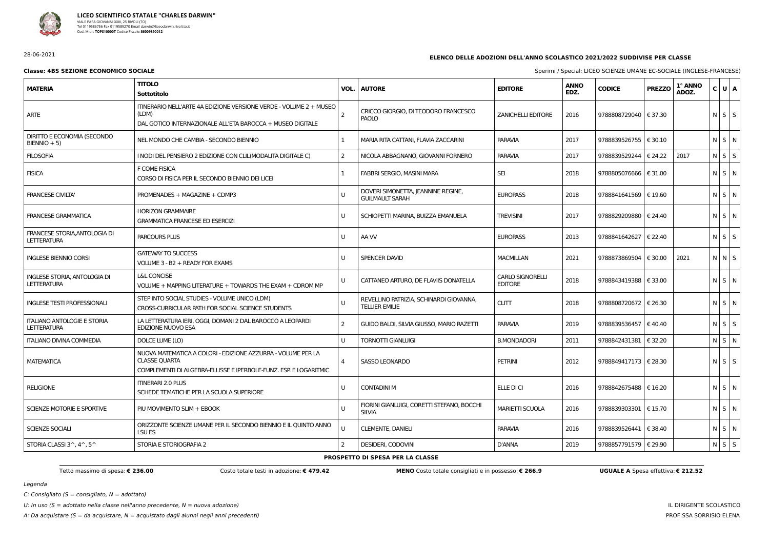**LICEO SCIENTIFICO STATALE "CHARLES DARWIN"**
VIALE PAPA GIOVANNI XXIII, 25 RIVOLI (TO)
Tel 0119586756 Fax 0119589270 Email darwin@liceodarwin.rivoli.to.it
Cod. Miur: **TOPS10000T** Codice Fiscale: **86009890012**

28-06-2021

**ELENCO DELLE ADOZIONI DELL'ANNO SCOLASTICO 2021/2022 SUDDIVISE PER CLASSE**

**Classe: 4BS SEZIONE ECONOMICO SOCIALE**

Sperimi / Special: LICEO SCIENZE UMANE EC-SOCIALE (INGLESE-FRANCESE)

| MATERIA | TITOLO<br>Sottotitolo | VOL. | AUTORE | EDITORE | ANNO EDZ. | CODICE | PREZZO | 1° ANNO ADOZ. | C | U | A |
|---|---|---|---|---|---|---|---|---|---|---|---|
| ARTE | ITINERARIO NELL'ARTE 4A EDIZIONE VERSIONE VERDE - VOLUME 2 + MUSEO (LDM)<br>DAL GOTICO INTERNAZIONALE ALL'ETA BAROCCA + MUSEO DIGITALE | 2 | CRICCO GIORGIO, DI TEODORO FRANCESCO PAOLO | ZANICHELLI EDITORE | 2016 | 9788808729040 | € 37.30 | | N | S | S |
| DIRITTO E ECONOMIA (SECONDO BIENNIO + 5) | NEL MONDO CHE CAMBIA - SECONDO BIENNIO | 1 | MARIA RITA CATTANI, FLAVIA ZACCARINI | PARAVIA | 2017 | 9788839526755 | € 30.10 | | N | S | N |
| FILOSOFIA | I NODI DEL PENSIERO 2 EDIZIONE CON CLIL(MODALITA DIGITALE C) | 2 | NICOLA ABBAGNANO, GIOVANNI FORNERO | PARAVIA | 2017 | 9788839529244 | € 24.22 | 2017 | N | S | S |
| FISICA | F COME FISICA<br>CORSO DI FISICA PER IL SECONDO BIENNIO DEI LICEI | 1 | FABBRI SERGIO, MASINI MARA | SEI | 2018 | 9788805076666 | € 31.00 | | N | S | N |
| FRANCESE CIVILTA' | PROMENADES + MAGAZINE + CDMP3 | U | DOVERI SIMONETTA, JEANNINE REGINE, GUILMAULT SARAH | EUROPASS | 2018 | 9788841641569 | € 19.60 | | N | S | N |
| FRANCESE GRAMMATICA | HORIZON GRAMMAIRE<br>GRAMMATICA FRANCESE ED ESERCIZI | U | SCHIOPETTI MARINA, BUIZZA EMANUELA | TREVISINI | 2017 | 9788829209880 | € 24.40 | | N | S | N |
| FRANCESE STORIA,ANTOLOGIA DI LETTERATURA | PARCOURS PLUS | U | AA VV | EUROPASS | 2013 | 9788841642627 | € 22.40 | | N | S | S |
| INGLESE BIENNIO CORSI | GATEWAY TO SUCCESS<br>VOLUME 3 - B2 + READY FOR EXAMS | U | SPENCER DAVID | MACMILLAN | 2021 | 9788873869504 | € 30.00 | 2021 | N | N | S |
| INGLESE STORIA, ANTOLOGIA DI LETTERATURA | L&L CONCISE<br>VOLUME + MAPPING LITERATURE + TOWARDS THE EXAM + CDROM MP | U | CATTANEO ARTURO, DE FLAVIIS DONATELLA | CARLO SIGNORELLI EDITORE | 2018 | 9788843419388 | € 33.00 | | N | S | N |
| INGLESE TESTI PROFESSIONALI | STEP INTO SOCIAL STUDIES - VOLUME UNICO (LDM)<br>CROSS-CURRICULAR PATH FOR SOCIAL SCIENCE STUDENTS | U | REVELLINO PATRIZIA, SCHINARDI GIOVANNA, TELLIER EMILIE | CLITT | 2018 | 9788808720672 | € 26.30 | | N | S | N |
| ITALIANO ANTOLOGIE E STORIA LETTERATURA | LA LETTERATURA IERI, OGGI, DOMANI 2 DAL BAROCCO A LEOPARDI EDIZIONE NUOVO ESA | 2 | GUIDO BALDI, SILVIA GIUSSO, MARIO RAZETTI | PARAVIA | 2019 | 9788839536457 | € 40.40 | | N | S | S |
| ITALIANO DIVINA COMMEDIA | DOLCE LUME (LO) | U | TORNOTTI GIANLUIGI | B.MONDADORI | 2011 | 9788842431381 | € 32.20 | | N | S | N |
| MATEMATICA | NUOVA MATEMATICA A COLORI - EDIZIONE AZZURRA - VOLUME PER LA CLASSE QUARTA<br>COMPLEMENTI DI ALGEBRA-ELLISSE E IPERBOLE-FUNZ. ESP. E LOGARITMIC | 4 | SASSO LEONARDO | PETRINI | 2012 | 9788849417173 | € 28.30 | | N | S | S |
| RELIGIONE | ITINERARI 2.0 PLUS<br>SCHEDE TEMATICHE PER LA SCUOLA SUPERIORE | U | CONTADINI M | ELLE DI CI | 2016 | 9788842675488 | € 16.20 | | N | S | N |
| SCIENZE MOTORIE E SPORTIVE | PIU MOVIMENTO SLIM + EBOOK | U | FIORINI GIANLUIGI, CORETTI STEFANO, BOCCHI SILVIA | MARIETTI SCUOLA | 2016 | 9788839303301 | € 15.70 | | N | S | N |
| SCIENZE SOCIALI | ORIZZONTE SCIENZE UMANE PER IL SECONDO BIENNIO E IL QUINTO ANNO LSU ES | U | CLEMENTE, DANIELI | PARAVIA | 2016 | 9788839526441 | € 38.40 | | N | S | N |
| STORIA CLASSI 3^, 4^, 5^ | STORIA E STORIOGRAFIA 2 | 2 | DESIDERI, CODOVINI | D'ANNA | 2019 | 9788857791579 | € 29.90 | | N | S | S |

**PROSPETTO DI SPESA PER LA CLASSE**

Tetto massimo di spesa: **€ 236.00** — Costo totale testi in adozione: **€ 479.42** — **MENO** Costo totale consigliati e in possesso: **€ 266.9** — **UGUALE A** Spesa effettiva: **€ 212.52**

*Legenda*

*C: Consigliato (S = consigliato, N = adottato)*

*U: In uso (S = adottato nella classe nell'anno precedente, N = nuova adozione)*

*A: Da acquistare (S = da acquistare, N = acquistato dagli alunni negli anni precedenti)*

IL DIRIGENTE SCOLASTICO
PROF.SSA SORRISIO ELENA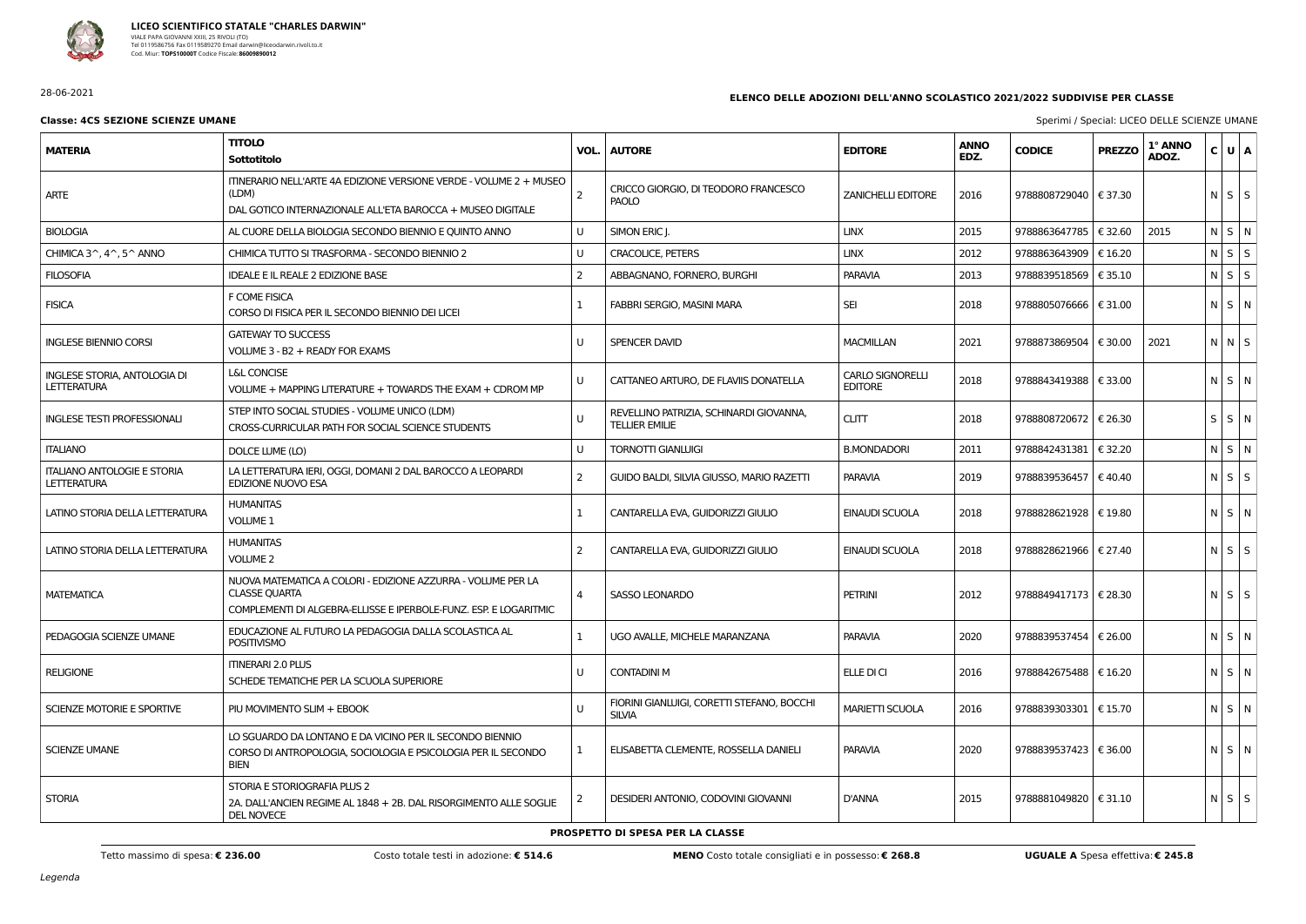**LICEO SCIENTIFICO STATALE "CHARLES DARWIN"**
VIALE PAPA GIOVANNI XXIII, 25 RIVOLI (TO)
Tel 0119586756 Fax 0119589270 Email darwin@liceodarwin.rivoli.to.it
Cod. Miur: **TOPS10000T** Codice Fiscale: **86009890012**

28-06-2021

**ELENCO DELLE ADOZIONI DELL'ANNO SCOLASTICO 2021/2022 SUDDIVISE PER CLASSE**

**Classe: 4CS SEZIONE SCIENZE UMANE**

Sperimi / Special: LICEO DELLE SCIENZE UMANE

| MATERIA | TITOLO<br>Sottotitolo | VOL. | AUTORE | EDITORE | ANNO EDZ. | CODICE | PREZZO | 1° ANNO ADOZ. | C | U | A |
|---|---|---|---|---|---|---|---|---|---|---|---|
| ARTE | ITINERARIO NELL'ARTE 4A EDIZIONE VERSIONE VERDE - VOLUME 2 + MUSEO (LDM)<br>DAL GOTICO INTERNAZIONALE ALL'ETA BAROCCA + MUSEO DIGITALE | 2 | CRICCO GIORGIO, DI TEODORO FRANCESCO PAOLO | ZANICHELLI EDITORE | 2016 | 9788808729040 | € 37.30 | | N | S | S |
| BIOLOGIA | AL CUORE DELLA BIOLOGIA SECONDO BIENNIO E QUINTO ANNO | U | SIMON ERIC J. | LINX | 2015 | 9788863647785 | € 32.60 | 2015 | N | S | N |
| CHIMICA 3^, 4^, 5^ ANNO | CHIMICA TUTTO SI TRASFORMA - SECONDO BIENNIO 2 | U | CRACOLICE, PETERS | LINX | 2012 | 9788863643909 | € 16.20 | | N | S | S |
| FILOSOFIA | IDEALE E IL REALE 2 EDIZIONE BASE | 2 | ABBAGNANO, FORNERO, BURGHI | PARAVIA | 2013 | 9788839518569 | € 35.10 | | N | S | S |
| FISICA | F COME FISICA<br>CORSO DI FISICA PER IL SECONDO BIENNIO DEI LICEI | 1 | FABBRI SERGIO, MASINI MARA | SEI | 2018 | 9788805076666 | € 31.00 | | N | S | N |
| INGLESE BIENNIO CORSI | GATEWAY TO SUCCESS<br>VOLUME 3 - B2 + READY FOR EXAMS | U | SPENCER DAVID | MACMILLAN | 2021 | 9788873869504 | € 30.00 | 2021 | N | N | S |
| INGLESE STORIA, ANTOLOGIA DI LETTERATURA | L&L CONCISE<br>VOLUME + MAPPING LITERATURE + TOWARDS THE EXAM + CDROM MP | U | CATTANEO ARTURO, DE FLAVIIS DONATELLA | CARLO SIGNORELLI EDITORE | 2018 | 9788843419388 | € 33.00 | | N | S | N |
| INGLESE TESTI PROFESSIONALI | STEP INTO SOCIAL STUDIES - VOLUME UNICO (LDM)<br>CROSS-CURRICULAR PATH FOR SOCIAL SCIENCE STUDENTS | U | REVELLINO PATRIZIA, SCHINARDI GIOVANNA, TELLIER EMILIE | CLITT | 2018 | 9788808720672 | € 26.30 | | S | S | N |
| ITALIANO | DOLCE LUME (LO) | U | TORNOTTI GIANLUIGI | B.MONDADORI | 2011 | 9788842431381 | € 32.20 | | N | S | N |
| ITALIANO ANTOLOGIE E STORIA LETTERATURA | LA LETTERATURA IERI, OGGI, DOMANI 2 DAL BAROCCO A LEOPARDI EDIZIONE NUOVO ESA | 2 | GUIDO BALDI, SILVIA GIUSSO, MARIO RAZETTI | PARAVIA | 2019 | 9788839536457 | € 40.40 | | N | S | S |
| LATINO STORIA DELLA LETTERATURA | HUMANITAS<br>VOLUME 1 | 1 | CANTARELLA EVA, GUIDORIZZI GIULIO | EINAUDI SCUOLA | 2018 | 9788828621928 | € 19.80 | | N | S | N |
| LATINO STORIA DELLA LETTERATURA | HUMANITAS<br>VOLUME 2 | 2 | CANTARELLA EVA, GUIDORIZZI GIULIO | EINAUDI SCUOLA | 2018 | 9788828621966 | € 27.40 | | N | S | S |
| MATEMATICA | NUOVA MATEMATICA A COLORI - EDIZIONE AZZURRA - VOLUME PER LA CLASSE QUARTA<br>COMPLEMENTI DI ALGEBRA-ELLISSE E IPERBOLE-FUNZ. ESP. E LOGARITMIC | 4 | SASSO LEONARDO | PETRINI | 2012 | 9788849417173 | € 28.30 | | N | S | S |
| PEDAGOGIA SCIENZE UMANE | EDUCAZIONE AL FUTURO LA PEDAGOGIA DALLA SCOLASTICA AL POSITIVISMO | 1 | UGO AVALLE, MICHELE MARANZANA | PARAVIA | 2020 | 9788839537454 | € 26.00 | | N | S | N |
| RELIGIONE | ITINERARI 2.0 PLUS<br>SCHEDE TEMATICHE PER LA SCUOLA SUPERIORE | U | CONTADINI M | ELLE DI CI | 2016 | 9788842675488 | € 16.20 | | N | S | N |
| SCIENZE MOTORIE E SPORTIVE | PIU MOVIMENTO SLIM + EBOOK | U | FIORINI GIANLUIGI, CORETTI STEFANO, BOCCHI SILVIA | MARIETTI SCUOLA | 2016 | 9788839303301 | € 15.70 | | N | S | N |
| SCIENZE UMANE | LO SGUARDO DA LONTANO E DA VICINO PER IL SECONDO BIENNIO<br>CORSO DI ANTROPOLOGIA, SOCIOLOGIA E PSICOLOGIA PER IL SECONDO BIEN | 1 | ELISABETTA CLEMENTE, ROSSELLA DANIELI | PARAVIA | 2020 | 9788839537423 | € 36.00 | | N | S | N |
| STORIA | STORIA E STORIOGRAFIA PLUS 2<br>2A. DALL'ANCIEN REGIME AL 1848 + 2B. DAL RISORGIMENTO ALLE SOGLIE DEL NOVECE | 2 | DESIDERI ANTONIO, CODOVINI GIOVANNI | D'ANNA | 2015 | 9788881049820 | € 31.10 | | N | S | S |

**PROSPETTO DI SPESA PER LA CLASSE**

Tetto massimo di spesa: **€ 236.00** | Costo totale testi in adozione: **€ 514.6** | **MENO** Costo totale consigliati e in possesso: **€ 268.8** | **UGUALE A** Spesa effettiva: **€ 245.8**

*Legenda*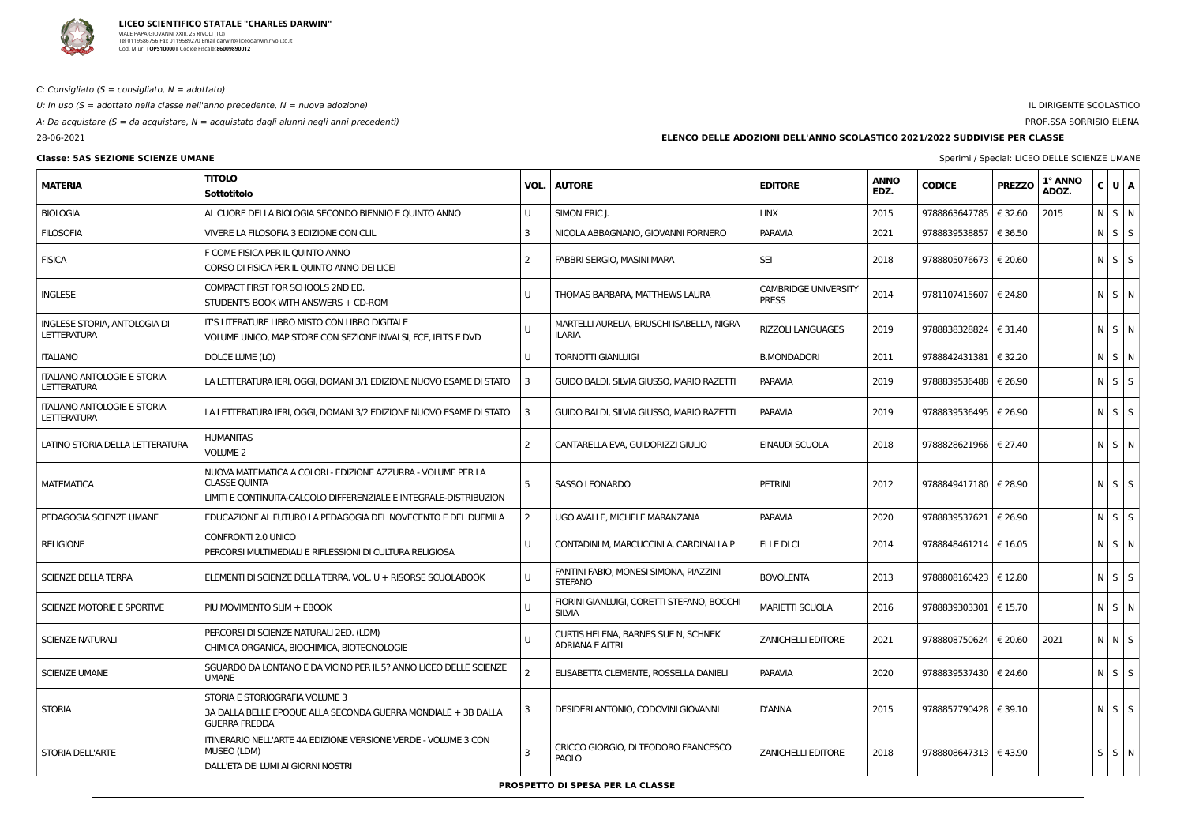**LICEO SCIENTIFICO STATALE "CHARLES DARWIN"**
VIALE PAPA GIOVANNI XXIII, 25 RIVOLI (TO)
Tel 0119586756 Fax 0119589270 Email darwin@liceodarwin.rivoli.to.it
Cod. Miur: **TOPS10000T** Codice Fiscale: **86009890012**

*C: Consigliato (S = consigliato, N = adottato)*

*U: In uso (S = adottato nella classe nell'anno precedente, N = nuova adozione)*

*A: Da acquistare (S = da acquistare, N = acquistato dagli alunni negli anni precedenti)*

28-06-2021

IL DIRIGENTE SCOLASTICO
PROF.SSA SORRISIO ELENA

**ELENCO DELLE ADOZIONI DELL'ANNO SCOLASTICO 2021/2022 SUDDIVISE PER CLASSE**

**Classe: 5AS SEZIONE SCIENZE UMANE**

Sperimi / Special: LICEO DELLE SCIENZE UMANE

| MATERIA | TITOLO Sottotitolo | VOL. | AUTORE | EDITORE | ANNO EDZ. | CODICE | PREZZO | 1° ANNO ADOZ. | C | U | A |
|---|---|---|---|---|---|---|---|---|---|---|---|
| BIOLOGIA | AL CUORE DELLA BIOLOGIA SECONDO BIENNIO E QUINTO ANNO | U | SIMON ERIC J. | LINX | 2015 | 9788863647785 | € 32.60 | 2015 | N | S | N |
| FILOSOFIA | VIVERE LA FILOSOFIA 3 EDIZIONE CON CLIL | 3 | NICOLA ABBAGNANO, GIOVANNI FORNERO | PARAVIA | 2021 | 9788839538857 | € 36.50 | | N | S | S |
| FISICA | F COME FISICA PER IL QUINTO ANNO<br>CORSO DI FISICA PER IL QUINTO ANNO DEI LICEI | 2 | FABBRI SERGIO, MASINI MARA | SEI | 2018 | 9788805076673 | € 20.60 | | N | S | S |
| INGLESE | COMPACT FIRST FOR SCHOOLS 2ND ED.<br>STUDENT'S BOOK WITH ANSWERS + CD-ROM | U | THOMAS BARBARA, MATTHEWS LAURA | CAMBRIDGE UNIVERSITY PRESS | 2014 | 9781107415607 | € 24.80 | | N | S | N |
| INGLESE STORIA, ANTOLOGIA DI LETTERATURA | IT'S LITERATURE LIBRO MISTO CON LIBRO DIGITALE<br>VOLUME UNICO, MAP STORE CON SEZIONE INVALSI, FCE, IELTS E DVD | U | MARTELLI AURELIA, BRUSCHI ISABELLA, NIGRA ILARIA | RIZZOLI LANGUAGES | 2019 | 9788838328824 | € 31.40 | | N | S | N |
| ITALIANO | DOLCE LUME (LO) | U | TORNOTTI GIANLUIGI | B.MONDADORI | 2011 | 9788842431381 | € 32.20 | | N | S | N |
| ITALIANO ANTOLOGIE E STORIA LETTERATURA | LA LETTERATURA IERI, OGGI, DOMANI 3/1 EDIZIONE NUOVO ESAME DI STATO | 3 | GUIDO BALDI, SILVIA GIUSSO, MARIO RAZETTI | PARAVIA | 2019 | 9788839536488 | € 26.90 | | N | S | S |
| ITALIANO ANTOLOGIE E STORIA LETTERATURA | LA LETTERATURA IERI, OGGI, DOMANI 3/2 EDIZIONE NUOVO ESAME DI STATO | 3 | GUIDO BALDI, SILVIA GIUSSO, MARIO RAZETTI | PARAVIA | 2019 | 9788839536495 | € 26.90 | | N | S | S |
| LATINO STORIA DELLA LETTERATURA | HUMANITAS<br>VOLUME 2 | 2 | CANTARELLA EVA, GUIDORIZZI GIULIO | EINAUDI SCUOLA | 2018 | 9788828621966 | € 27.40 | | N | S | N |
| MATEMATICA | NUOVA MATEMATICA A COLORI - EDIZIONE AZZURRA - VOLUME PER LA CLASSE QUINTA<br>LIMITI E CONTINUITA-CALCOLO DIFFERENZIALE E INTEGRALE-DISTRIBUZION | 5 | SASSO LEONARDO | PETRINI | 2012 | 9788849417180 | € 28.90 | | N | S | S |
| PEDAGOGIA SCIENZE UMANE | EDUCAZIONE AL FUTURO LA PEDAGOGIA DEL NOVECENTO E DEL DUEMILA | 2 | UGO AVALLE, MICHELE MARANZANA | PARAVIA | 2020 | 9788839537621 | € 26.90 | | N | S | S |
| RELIGIONE | CONFRONTI 2.0 UNICO<br>PERCORSI MULTIMEDIALI E RIFLESSIONI DI CULTURA RELIGIOSA | U | CONTADINI M, MARCUCCINI A, CARDINALI A P | ELLE DI CI | 2014 | 9788848461214 | € 16.05 | | N | S | N |
| SCIENZE DELLA TERRA | ELEMENTI DI SCIENZE DELLA TERRA. VOL. U + RISORSE SCUOLABOOK | U | FANTINI FABIO, MONESI SIMONA, PIAZZINI STEFANO | BOVOLENTA | 2013 | 9788808160423 | € 12.80 | | N | S | S |
| SCIENZE MOTORIE E SPORTIVE | PIU MOVIMENTO SLIM + EBOOK | U | FIORINI GIANLUIGI, CORETTI STEFANO, BOCCHI SILVIA | MARIETTI SCUOLA | 2016 | 9788839303301 | € 15.70 | | N | S | N |
| SCIENZE NATURALI | PERCORSI DI SCIENZE NATURALI 2ED. (LDM)<br>CHIMICA ORGANICA, BIOCHIMICA, BIOTECNOLOGIE | U | CURTIS HELENA, BARNES SUE N, SCHNEK ADRIANA E ALTRI | ZANICHELLI EDITORE | 2021 | 9788808750624 | € 20.60 | 2021 | N | N | S |
| SCIENZE UMANE | SGUARDO DA LONTANO E DA VICINO PER IL 5? ANNO LICEO DELLE SCIENZE UMANE | 2 | ELISABETTA CLEMENTE, ROSSELLA DANIELI | PARAVIA | 2020 | 9788839537430 | € 24.60 | | N | S | S |
| STORIA | STORIA E STORIOGRAFIA VOLUME 3<br>3A DALLA BELLE EPOQUE ALLA SECONDA GUERRA MONDIALE + 3B DALLA GUERRA FREDDA | 3 | DESIDERI ANTONIO, CODOVINI GIOVANNI | D'ANNA | 2015 | 9788857790428 | € 39.10 | | N | S | S |
| STORIA DELL'ARTE | ITINERARIO NELL'ARTE 4A EDIZIONE VERSIONE VERDE - VOLUME 3 CON MUSEO (LDM)<br>DALL'ETA DEI LUMI AI GIORNI NOSTRI | 3 | CRICCO GIORGIO, DI TEODORO FRANCESCO PAOLO | ZANICHELLI EDITORE | 2018 | 9788808647313 | € 43.90 | | S | S | N |

**PROSPETTO DI SPESA PER LA CLASSE**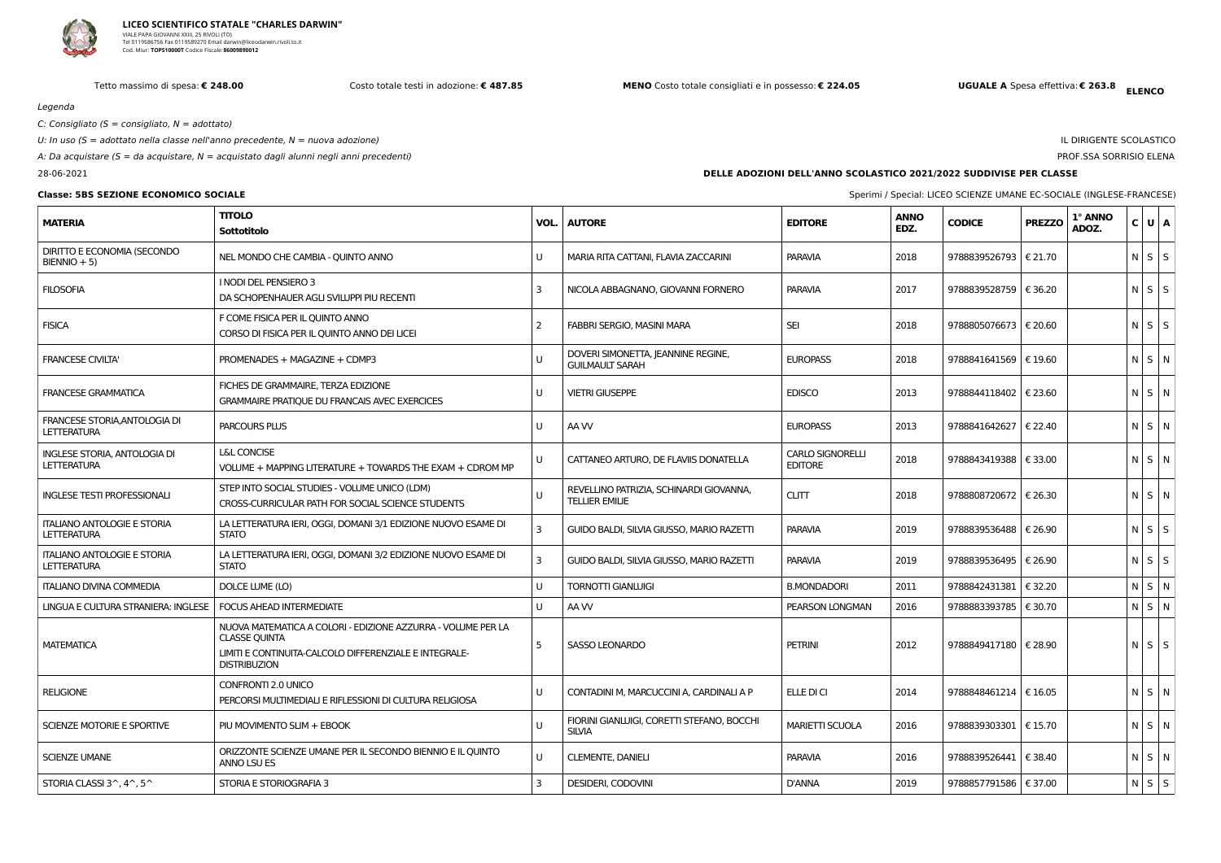**LICEO SCIENTIFICO STATALE "CHARLES DARWIN"**
VIALE PAPA GIOVANNI XXIII, 25 RIVOLI (TO)
Tel 0119586756 Fax 0119589270 Email darwin@liceodarwin.rivoli.to.it
Cod. Miur: **TOPS10000T** Codice Fiscale: **86009890012**

Tetto massimo di spesa: **€ 248.00** Costo totale testi in adozione: **€ 487.85** **MENO** Costo totale consigliati e in possesso: **€ 224.05** **UGUALE A** Spesa effettiva: **€ 263.8**

**ELENCO**

*Legenda*

*C: Consigliato (S = consigliato, N = adottato)*

*U: In uso (S = adottato nella classe nell'anno precedente, N = nuova adozione)*

*A: Da acquistare (S = da acquistare, N = acquistato dagli alunni negli anni precedenti)*

IL DIRIGENTE SCOLASTICO
PROF.SSA SORRISIO ELENA

28-06-2021

**DELLE ADOZIONI DELL'ANNO SCOLASTICO 2021/2022 SUDDIVISE PER CLASSE**

**Classe: 5BS SEZIONE ECONOMICO SOCIALE**

Sperimi / Special: LICEO SCIENZE UMANE EC-SOCIALE (INGLESE-FRANCESE)

| MATERIA | TITOLO Sottotitolo | VOL. | AUTORE | EDITORE | ANNO EDZ. | CODICE | PREZZO | 1° ANNO ADOZ. | C | U | A |
|---|---|---|---|---|---|---|---|---|---|---|---|
| DIRITTO E ECONOMIA (SECONDO BIENNIO + 5) | NEL MONDO CHE CAMBIA - QUINTO ANNO | U | MARIA RITA CATTANI, FLAVIA ZACCARINI | PARAVIA | 2018 | 9788839526793 | € 21.70 | | N | S | S |
| FILOSOFIA | I NODI DEL PENSIERO 3<br>DA SCHOPENHAUER AGLI SVILUPPI PIU RECENTI | 3 | NICOLA ABBAGNANO, GIOVANNI FORNERO | PARAVIA | 2017 | 9788839528759 | € 36.20 | | N | S | S |
| FISICA | F COME FISICA PER IL QUINTO ANNO<br>CORSO DI FISICA PER IL QUINTO ANNO DEI LICEI | 2 | FABBRI SERGIO, MASINI MARA | SEI | 2018 | 9788805076673 | € 20.60 | | N | S | S |
| FRANCESE CIVILTA' | PROMENADES + MAGAZINE + CDMP3 | U | DOVERI SIMONETTA, JEANNINE REGINE, GUILMAULT SARAH | EUROPASS | 2018 | 9788841641569 | € 19.60 | | N | S | N |
| FRANCESE GRAMMATICA | FICHES DE GRAMMAIRE, TERZA EDIZIONE<br>GRAMMAIRE PRATIQUE DU FRANCAIS AVEC EXERCICES | U | VIETRI GIUSEPPE | EDISCO | 2013 | 9788844118402 | € 23.60 | | N | S | N |
| FRANCESE STORIA,ANTOLOGIA DI LETTERATURA | PARCOURS PLUS | U | AA VV | EUROPASS | 2013 | 9788841642627 | € 22.40 | | N | S | N |
| INGLESE STORIA, ANTOLOGIA DI LETTERATURA | L&L CONCISE<br>VOLUME + MAPPING LITERATURE + TOWARDS THE EXAM + CDROM MP | U | CATTANEO ARTURO, DE FLAVIIS DONATELLA | CARLO SIGNORELLI EDITORE | 2018 | 9788843419388 | € 33.00 | | N | S | N |
| INGLESE TESTI PROFESSIONALI | STEP INTO SOCIAL STUDIES - VOLUME UNICO (LDM)<br>CROSS-CURRICULAR PATH FOR SOCIAL SCIENCE STUDENTS | U | REVELLINO PATRIZIA, SCHINARDI GIOVANNA, TELLIER EMILIE | CLITT | 2018 | 9788808720672 | € 26.30 | | N | S | N |
| ITALIANO ANTOLOGIE E STORIA LETTERATURA | LA LETTERATURA IERI, OGGI, DOMANI 3/1 EDIZIONE NUOVO ESAME DI STATO | 3 | GUIDO BALDI, SILVIA GIUSSO, MARIO RAZETTI | PARAVIA | 2019 | 9788839536488 | € 26.90 | | N | S | S |
| ITALIANO ANTOLOGIE E STORIA LETTERATURA | LA LETTERATURA IERI, OGGI, DOMANI 3/2 EDIZIONE NUOVO ESAME DI STATO | 3 | GUIDO BALDI, SILVIA GIUSSO, MARIO RAZETTI | PARAVIA | 2019 | 9788839536495 | € 26.90 | | N | S | S |
| ITALIANO DIVINA COMMEDIA | DOLCE LUME (LO) | U | TORNOTTI GIANLUIGI | B.MONDADORI | 2011 | 9788842431381 | € 32.20 | | N | S | N |
| LINGUA E CULTURA STRANIERA: INGLESE | FOCUS AHEAD INTERMEDIATE | U | AA VV | PEARSON LONGMAN | 2016 | 9788883393785 | € 30.70 | | N | S | N |
| MATEMATICA | NUOVA MATEMATICA A COLORI - EDIZIONE AZZURRA - VOLUME PER LA CLASSE QUINTA<br>LIMITI E CONTINUITA-CALCOLO DIFFERENZIALE E INTEGRALE-DISTRIBUZION | 5 | SASSO LEONARDO | PETRINI | 2012 | 9788849417180 | € 28.90 | | N | S | S |
| RELIGIONE | CONFRONTI 2.0 UNICO<br>PERCORSI MULTIMEDIALI E RIFLESSIONI DI CULTURA RELIGIOSA | U | CONTADINI M, MARCUCCINI A, CARDINALI A P | ELLE DI CI | 2014 | 9788848461214 | € 16.05 | | N | S | N |
| SCIENZE MOTORIE E SPORTIVE | PIU MOVIMENTO SLIM + EBOOK | U | FIORINI GIANLUIGI, CORETTI STEFANO, BOCCHI SILVIA | MARIETTI SCUOLA | 2016 | 9788839303301 | € 15.70 | | N | S | N |
| SCIENZE UMANE | ORIZZONTE SCIENZE UMANE PER IL SECONDO BIENNIO E IL QUINTO ANNO LSU ES | U | CLEMENTE, DANIELI | PARAVIA | 2016 | 9788839526441 | € 38.40 | | N | S | N |
| STORIA CLASSI 3^, 4^, 5^ | STORIA E STORIOGRAFIA 3 | 3 | DESIDERI, CODOVINI | D'ANNA | 2019 | 9788857791586 | € 37.00 | | N | S | S |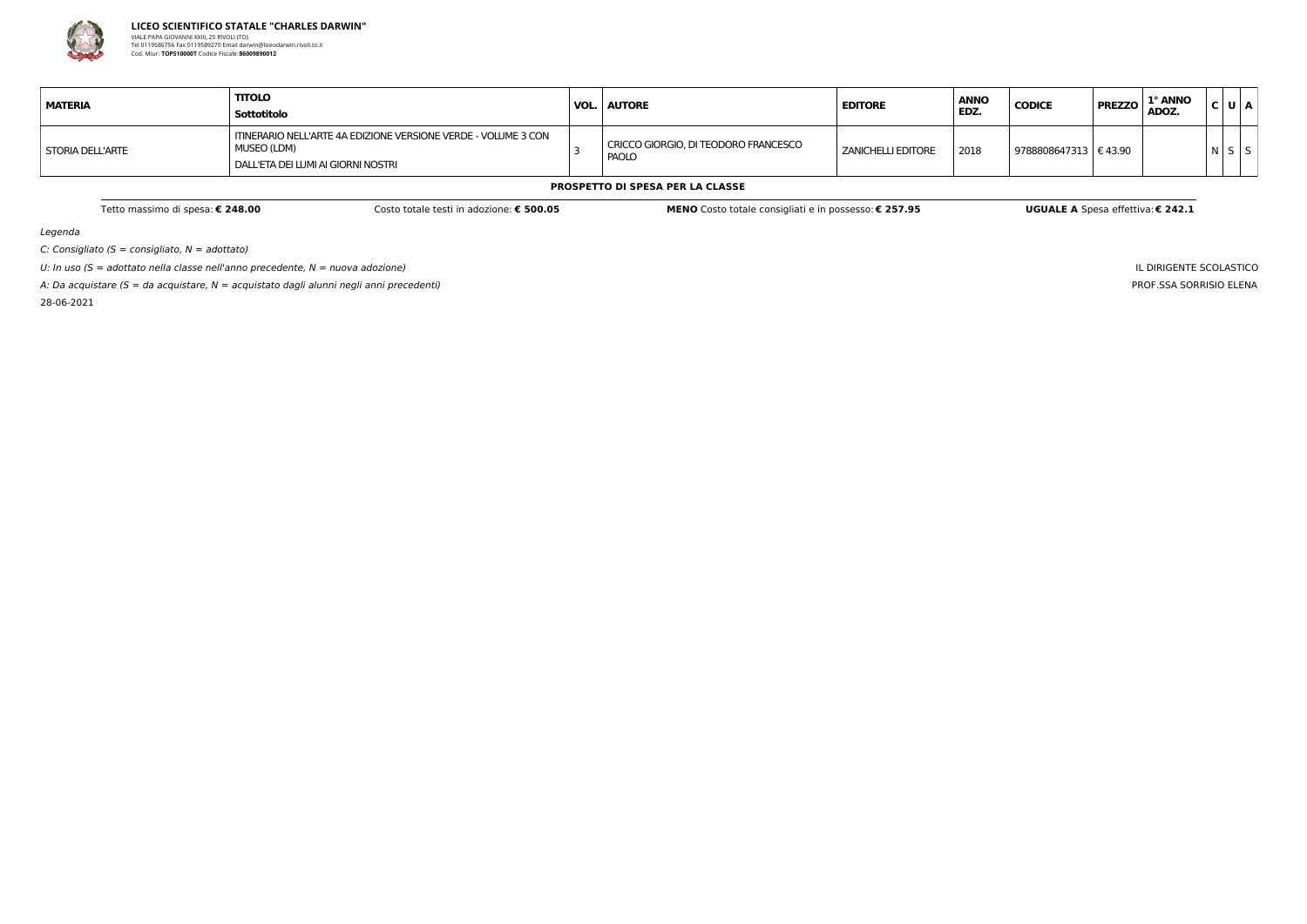**LICEO SCIENTIFICO STATALE "CHARLES DARWIN"**
VIALE PAPA GIOVANNI XXIII, 25 RIVOLI (TO)
Tel 0119586756 Fax 0119589270 Email darwin@liceodarwin.rivoli.to.it
Cod. Miur: **TOPS10000T** Codice Fiscale: **86009890012**

| MATERIA | TITOLO<br>Sottotitolo | VOL. | AUTORE | EDITORE | ANNO EDZ. | CODICE | PREZZO | 1° ANNO ADOZ. | C | U | A |
|---|---|---|---|---|---|---|---|---|---|---|---|
| STORIA DELL'ARTE | ITINERARIO NELL'ARTE 4A EDIZIONE VERSIONE VERDE - VOLUME 3 CON MUSEO (LDM)<br>DALL'ETA DEI LUMI AI GIORNI NOSTRI | 3 | CRICCO GIORGIO, DI TEODORO FRANCESCO PAOLO | ZANICHELLI EDITORE | 2018 | 9788808647313 | € 43.90 | | N | S | S |

**PROSPETTO DI SPESA PER LA CLASSE**

Tetto massimo di spesa: **€ 248.00** | Costo totale testi in adozione: **€ 500.05** | **MENO** Costo totale consigliati e in possesso: **€ 257.95** | **UGUALE A** Spesa effettiva: **€ 242.1**

*Legenda*

*C: Consigliato (S = consigliato, N = adottato)*

*U: In uso (S = adottato nella classe nell'anno precedente, N = nuova adozione)*

*A: Da acquistare (S = da acquistare, N = acquistato dagli alunni negli anni precedenti)*

28-06-2021

IL DIRIGENTE SCOLASTICO
PROF.SSA SORRISIO ELENA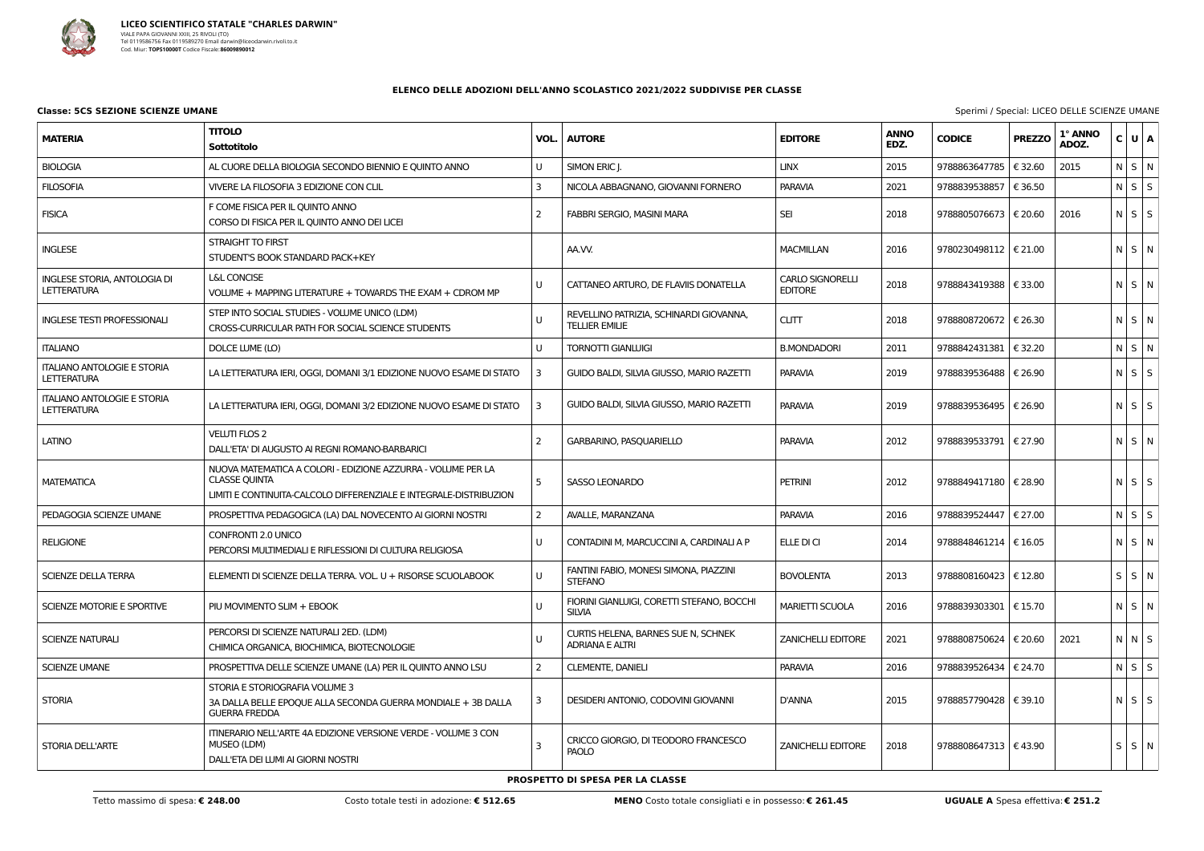**LICEO SCIENTIFICO STATALE "CHARLES DARWIN"**
VIALE PAPA GIOVANNI XXIII, 25 RIVOLI (TO)
Tel 0119586756 Fax 0119589270 Email darwin@liceodarwin.rivoli.to.it
Cod. Miur: **TOPS10000T** Codice Fiscale: **86009890012**

## ELENCO DELLE ADOZIONI DELL'ANNO SCOLASTICO 2021/2022 SUDDIVISE PER CLASSE

**Classe: 5CS SEZIONE SCIENZE UMANE**

Sperimi / Special: LICEO DELLE SCIENZE UMANE

| MATERIA | TITOLO Sottotitolo | VOL. | AUTORE | EDITORE | ANNO EDZ. | CODICE | PREZZO | 1° ANNO ADOZ. | C | U | A |
|---|---|---|---|---|---|---|---|---|---|---|---|
| BIOLOGIA | AL CUORE DELLA BIOLOGIA SECONDO BIENNIO E QUINTO ANNO | U | SIMON ERIC J. | LINX | 2015 | 9788863647785 | € 32.60 | 2015 | N | S | N |
| FILOSOFIA | VIVERE LA FILOSOFIA 3 EDIZIONE CON CLIL | 3 | NICOLA ABBAGNANO, GIOVANNI FORNERO | PARAVIA | 2021 | 9788839538857 | € 36.50 | | N | S | S |
| FISICA | F COME FISICA PER IL QUINTO ANNO CORSO DI FISICA PER IL QUINTO ANNO DEI LICEI | 2 | FABBRI SERGIO, MASINI MARA | SEI | 2018 | 9788805076673 | € 20.60 | 2016 | N | S | S |
| INGLESE | STRAIGHT TO FIRST STUDENT'S BOOK STANDARD PACK+KEY | | AA.VV. | MACMILLAN | 2016 | 9780230498112 | € 21.00 | | N | S | N |
| INGLESE STORIA, ANTOLOGIA DI LETTERATURA | L&L CONCISE VOLUME + MAPPING LITERATURE + TOWARDS THE EXAM + CDROM MP | U | CATTANEO ARTURO, DE FLAVIIS DONATELLA | CARLO SIGNORELLI EDITORE | 2018 | 9788843419388 | € 33.00 | | N | S | N |
| INGLESE TESTI PROFESSIONALI | STEP INTO SOCIAL STUDIES - VOLUME UNICO (LDM) CROSS-CURRICULAR PATH FOR SOCIAL SCIENCE STUDENTS | U | REVELLINO PATRIZIA, SCHINARDI GIOVANNA, TELLIER EMILIE | CLITT | 2018 | 9788808720672 | € 26.30 | | N | S | N |
| ITALIANO | DOLCE LUME (LO) | U | TORNOTTI GIANLUIGI | B.MONDADORI | 2011 | 9788842431381 | € 32.20 | | N | S | N |
| ITALIANO ANTOLOGIE E STORIA LETTERATURA | LA LETTERATURA IERI, OGGI, DOMANI 3/1 EDIZIONE NUOVO ESAME DI STATO | 3 | GUIDO BALDI, SILVIA GIUSSO, MARIO RAZETTI | PARAVIA | 2019 | 9788839536488 | € 26.90 | | N | S | S |
| ITALIANO ANTOLOGIE E STORIA LETTERATURA | LA LETTERATURA IERI, OGGI, DOMANI 3/2 EDIZIONE NUOVO ESAME DI STATO | 3 | GUIDO BALDI, SILVIA GIUSSO, MARIO RAZETTI | PARAVIA | 2019 | 9788839536495 | € 26.90 | | N | S | S |
| LATINO | VELUTI FLOS 2 DALL'ETA' DI AUGUSTO AI REGNI ROMANO-BARBARICI | 2 | GARBARINO, PASQUARIELLO | PARAVIA | 2012 | 9788839533791 | € 27.90 | | N | S | N |
| MATEMATICA | NUOVA MATEMATICA A COLORI - EDIZIONE AZZURRA - VOLUME PER LA CLASSE QUINTA LIMITI E CONTINUITA-CALCOLO DIFFERENZIALE E INTEGRALE-DISTRIBUZION | 5 | SASSO LEONARDO | PETRINI | 2012 | 9788849417180 | € 28.90 | | N | S | S |
| PEDAGOGIA SCIENZE UMANE | PROSPETTIVA PEDAGOGICA (LA) DAL NOVECENTO AI GIORNI NOSTRI | 2 | AVALLE, MARANZANA | PARAVIA | 2016 | 9788839524447 | € 27.00 | | N | S | S |
| RELIGIONE | CONFRONTI 2.0 UNICO PERCORSI MULTIMEDIALI E RIFLESSIONI DI CULTURA RELIGIOSA | U | CONTADINI M, MARCUCCINI A, CARDINALI A P | ELLE DI CI | 2014 | 9788848461214 | € 16.05 | | N | S | N |
| SCIENZE DELLA TERRA | ELEMENTI DI SCIENZE DELLA TERRA. VOL. U + RISORSE SCUOLABOOK | U | FANTINI FABIO, MONESI SIMONA, PIAZZINI STEFANO | BOVOLENTA | 2013 | 9788808160423 | € 12.80 | | S | S | N |
| SCIENZE MOTORIE E SPORTIVE | PIU MOVIMENTO SLIM + EBOOK | U | FIORINI GIANLUIGI, CORETTI STEFANO, BOCCHI SILVIA | MARIETTI SCUOLA | 2016 | 9788839303301 | € 15.70 | | N | S | N |
| SCIENZE NATURALI | PERCORSI DI SCIENZE NATURALI 2ED. (LDM) CHIMICA ORGANICA, BIOCHIMICA, BIOTECNOLOGIE | U | CURTIS HELENA, BARNES SUE N, SCHNEK ADRIANA E ALTRI | ZANICHELLI EDITORE | 2021 | 9788808750624 | € 20.60 | 2021 | N | N | S |
| SCIENZE UMANE | PROSPETTIVA DELLE SCIENZE UMANE (LA) PER IL QUINTO ANNO LSU | 2 | CLEMENTE, DANIELI | PARAVIA | 2016 | 9788839526434 | € 24.70 | | N | S | S |
| STORIA | STORIA E STORIOGRAFIA VOLUME 3 3A DALLA BELLE EPOQUE ALLA SECONDA GUERRA MONDIALE + 3B DALLA GUERRA FREDDA | 3 | DESIDERI ANTONIO, CODOVINI GIOVANNI | D'ANNA | 2015 | 9788857790428 | € 39.10 | | N | S | S |
| STORIA DELL'ARTE | ITINERARIO NELL'ARTE 4A EDIZIONE VERSIONE VERDE - VOLUME 3 CON MUSEO (LDM) DALL'ETA DEI LUMI AI GIORNI NOSTRI | 3 | CRICCO GIORGIO, DI TEODORO FRANCESCO PAOLO | ZANICHELLI EDITORE | 2018 | 9788808647313 | € 43.90 | | S | S | N |

**PROSPETTO DI SPESA PER LA CLASSE**

Tetto massimo di spesa: **€ 248.00** | Costo totale testi in adozione: **€ 512.65** | **MENO** Costo totale consigliati e in possesso: **€ 261.45** | **UGUALE A** Spesa effettiva: **€ 251.2**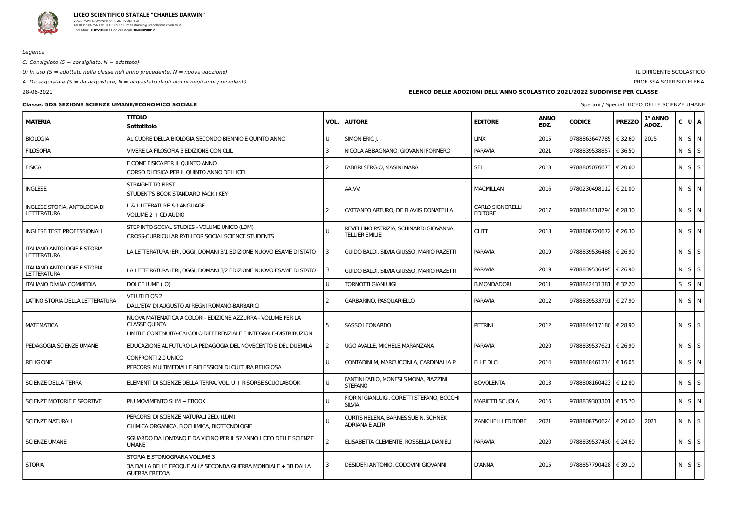**LICEO SCIENTIFICO STATALE "CHARLES DARWIN"**
VIALE PAPA GIOVANNI XXIII, 25 RIVOLI (TO)
Tel 0119586756 Fax 0119589270 Email darwin@liceodarwin.rivoli.to.it
Cod. Miur: **TOPS10000T** Codice Fiscale: **86009890012**

*Legenda*

*C: Consigliato (S = consigliato, N = adottato)*

*U: In uso (S = adottato nella classe nell'anno precedente, N = nuova adozione)*

*A: Da acquistare (S = da acquistare, N = acquistato dagli alunni negli anni precedenti)*

28-06-2021

IL DIRIGENTE SCOLASTICO
PROF.SSA SORRISIO ELENA

**ELENCO DELLE ADOZIONI DELL'ANNO SCOLASTICO 2021/2022 SUDDIVISE PER CLASSE**

**Classe: 5DS SEZIONE SCIENZE UMANE/ECONOMICO SOCIALE**

Sperimi / Special: LICEO DELLE SCIENZE UMANE

| MATERIA | TITOLO<br>Sottotitolo | VOL. | AUTORE | EDITORE | ANNO EDZ. | CODICE | PREZZO | 1° ANNO ADOZ. | C | U | A |
|---|---|---|---|---|---|---|---|---|---|---|---|
| BIOLOGIA | AL CUORE DELLA BIOLOGIA SECONDO BIENNIO E QUINTO ANNO | U | SIMON ERIC J. | LINX | 2015 | 9788863647785 | € 32.60 | 2015 | N | S | N |
| FILOSOFIA | VIVERE LA FILOSOFIA 3 EDIZIONE CON CLIL | 3 | NICOLA ABBAGNANO, GIOVANNI FORNERO | PARAVIA | 2021 | 9788839538857 | € 36.50 | | N | S | S |
| FISICA | F COME FISICA PER IL QUINTO ANNO<br>CORSO DI FISICA PER IL QUINTO ANNO DEI LICEI | 2 | FABBRI SERGIO, MASINI MARA | SEI | 2018 | 9788805076673 | € 20.60 | | N | S | S |
| INGLESE | STRAIGHT TO FIRST<br>STUDENT'S BOOK STANDARD PACK+KEY | | AA.VV. | MACMILLAN | 2016 | 9780230498112 | € 21.00 | | N | S | N |
| INGLESE STORIA, ANTOLOGIA DI LETTERATURA | L & L LITERATURE & LANGUAGE<br>VOLUME 2 + CD AUDIO | 2 | CATTANEO ARTURO, DE FLAVIIS DONATELLA | CARLO SIGNORELLI EDITORE | 2017 | 9788843418794 | € 28.30 | | N | S | N |
| INGLESE TESTI PROFESSIONALI | STEP INTO SOCIAL STUDIES - VOLUME UNICO (LDM)<br>CROSS-CURRICULAR PATH FOR SOCIAL SCIENCE STUDENTS | U | REVELLINO PATRIZIA, SCHINARDI GIOVANNA, TELLIER EMILIE | CLITT | 2018 | 9788808720672 | € 26.30 | | N | S | N |
| ITALIANO ANTOLOGIE E STORIA LETTERATURA | LA LETTERATURA IERI, OGGI, DOMANI 3/1 EDIZIONE NUOVO ESAME DI STATO | 3 | GUIDO BALDI, SILVIA GIUSSO, MARIO RAZETTI | PARAVIA | 2019 | 9788839536488 | € 26.90 | | N | S | S |
| ITALIANO ANTOLOGIE E STORIA LETTERATURA | LA LETTERATURA IERI, OGGI, DOMANI 3/2 EDIZIONE NUOVO ESAME DI STATO | 3 | GUIDO BALDI, SILVIA GIUSSO, MARIO RAZETTI | PARAVIA | 2019 | 9788839536495 | € 26.90 | | N | S | S |
| ITALIANO DIVINA COMMEDIA | DOLCE LUME (LO) | U | TORNOTTI GIANLUIGI | B.MONDADORI | 2011 | 9788842431381 | € 32.20 | | S | S | N |
| LATINO STORIA DELLA LETTERATURA | VELUTI FLOS 2<br>DALL'ETA' DI AUGUSTO AI REGNI ROMANO-BARBARICI | 2 | GARBARINO, PASQUARIELLO | PARAVIA | 2012 | 9788839533791 | € 27.90 | | N | S | N |
| MATEMATICA | NUOVA MATEMATICA A COLORI - EDIZIONE AZZURRA - VOLUME PER LA CLASSE QUINTA<br>LIMITI E CONTINUITA-CALCOLO DIFFERENZIALE E INTEGRALE-DISTRIBUZION | 5 | SASSO LEONARDO | PETRINI | 2012 | 9788849417180 | € 28.90 | | N | S | S |
| PEDAGOGIA SCIENZE UMANE | EDUCAZIONE AL FUTURO LA PEDAGOGIA DEL NOVECENTO E DEL DUEMILA | 2 | UGO AVALLE, MICHELE MARANZANA | PARAVIA | 2020 | 9788839537621 | € 26.90 | | N | S | S |
| RELIGIONE | CONFRONTI 2.0 UNICO<br>PERCORSI MULTIMEDIALI E RIFLESSIONI DI CULTURA RELIGIOSA | U | CONTADINI M, MARCUCCINI A, CARDINALI A P | ELLE DI CI | 2014 | 9788848461214 | € 16.05 | | N | S | N |
| SCIENZE DELLA TERRA | ELEMENTI DI SCIENZE DELLA TERRA. VOL. U + RISORSE SCUOLABOOK | U | FANTINI FABIO, MONESI SIMONA, PIAZZINI STEFANO | BOVOLENTA | 2013 | 9788808160423 | € 12.80 | | N | S | S |
| SCIENZE MOTORIE E SPORTIVE | PIU MOVIMENTO SLIM + EBOOK | U | FIORINI GIANLUIGI, CORETTI STEFANO, BOCCHI SILVIA | MARIETTI SCUOLA | 2016 | 9788839303301 | € 15.70 | | N | S | N |
| SCIENZE NATURALI | PERCORSI DI SCIENZE NATURALI 2ED. (LDM)<br>CHIMICA ORGANICA, BIOCHIMICA, BIOTECNOLOGIE | U | CURTIS HELENA, BARNES SUE N, SCHNEK ADRIANA E ALTRI | ZANICHELLI EDITORE | 2021 | 9788808750624 | € 20.60 | 2021 | N | N | S |
| SCIENZE UMANE | SGUARDO DA LONTANO E DA VICINO PER IL 5? ANNO LICEO DELLE SCIENZE UMANE | 2 | ELISABETTA CLEMENTE, ROSSELLA DANIELI | PARAVIA | 2020 | 9788839537430 | € 24.60 | | N | S | S |
| STORIA | STORIA E STORIOGRAFIA VOLUME 3<br>3A DALLA BELLE EPOQUE ALLA SECONDA GUERRA MONDIALE + 3B DALLA GUERRA FREDDA | 3 | DESIDERI ANTONIO, CODOVINI GIOVANNI | D'ANNA | 2015 | 9788857790428 | € 39.10 | | N | S | S |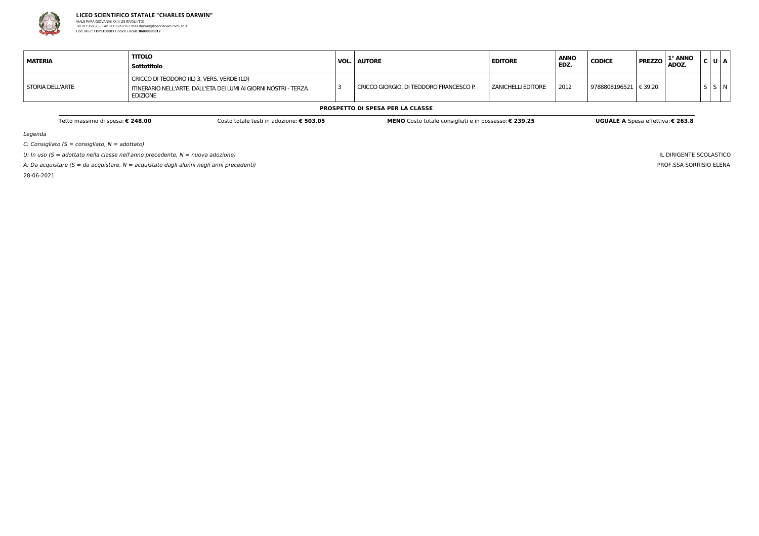**LICEO SCIENTIFICO STATALE "CHARLES DARWIN"**
VIALE PAPA GIOVANNI XXIII, 25 RIVOLI (TO)
Tel 0119586756 Fax 0119589270 Email darwin@liceodarwin.rivoli.to.it
Cod. Miur: **TOPS10000T** Codice Fiscale: **86009890012**

| MATERIA | TITOLO<br>Sottotitolo | VOL. | AUTORE | EDITORE | ANNO EDZ. | CODICE | PREZZO | 1° ANNO ADOZ. | C | U | A |
|---|---|---|---|---|---|---|---|---|---|---|---|
| STORIA DELL'ARTE | CRICCO DI TEODORO (IL) 3. VERS. VERDE (LD)<br>ITINERARIO NELL'ARTE. DALL'ETA DEI LUMI AI GIORNI NOSTRI - TERZA EDIZIONE | 3 | CRICCO GIORGIO, DI TEODORO FRANCESCO P. | ZANICHELLI EDITORE | 2012 | 9788808196521 | € 39.20 | | S | S | N |

**PROSPETTO DI SPESA PER LA CLASSE**

Tetto massimo di spesa: **€ 248.00** Costo totale testi in adozione: **€ 503.05** **MENO** Costo totale consigliati e in possesso: **€ 239.25** **UGUALE A** Spesa effettiva: **€ 263.8**

*Legenda*

*C: Consigliato (S = consigliato, N = adottato)*

*U: In uso (S = adottato nella classe nell'anno precedente, N = nuova adozione)*

*A: Da acquistare (S = da acquistare, N = acquistato dagli alunni negli anni precedenti)*

28-06-2021

IL DIRIGENTE SCOLASTICO
PROF.SSA SORRISIO ELENA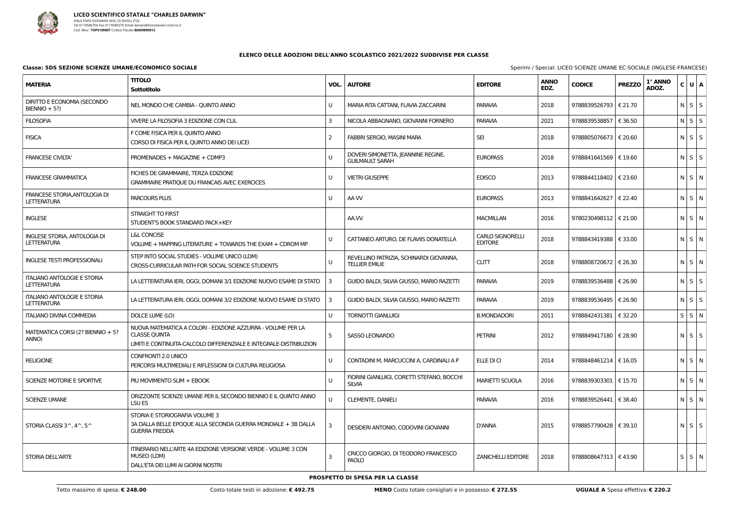**LICEO SCIENTIFICO STATALE "CHARLES DARWIN"**
VIALE PAPA GIOVANNI XXIII, 25 RIVOLI (TO)
Tel 0119586756 Fax 0119589270 Email darwin@liceodarwin.rivoli.to.it
Cod. Miur: **TOPS10000T** Codice Fiscale: **86009890012**

**ELENCO DELLE ADOZIONI DELL'ANNO SCOLASTICO 2021/2022 SUDDIVISE PER CLASSE**

**Classe: 5DS SEZIONE SCIENZE UMANE/ECONOMICO SOCIALE**

Sperimi / Special: LICEO SCIENZE UMANE EC-SOCIALE (INGLESE-FRANCESE)

| MATERIA | TITOLO<br>Sottotitolo | VOL. | AUTORE | EDITORE | ANNO EDZ. | CODICE | PREZZO | 1° ANNO ADOZ. | C | U | A |
|---|---|---|---|---|---|---|---|---|---|---|---|
| DIRITTO E ECONOMIA (SECONDO BIENNIO + 5?) | NEL MONDO CHE CAMBIA - QUINTO ANNO | U | MARIA RITA CATTANI, FLAVIA ZACCARINI | PARAVIA | 2018 | 9788839526793 | € 21.70 | | N | S | S |
| FILOSOFIA | VIVERE LA FILOSOFIA 3 EDIZIONE CON CLIL | 3 | NICOLA ABBAGNANO, GIOVANNI FORNERO | PARAVIA | 2021 | 9788839538857 | € 36.50 | | N | S | S |
| FISICA | F COME FISICA PER IL QUINTO ANNO<br>CORSO DI FISICA PER IL QUINTO ANNO DEI LICEI | 2 | FABBRI SERGIO, MASINI MARA | SEI | 2018 | 9788805076673 | € 20.60 | | N | S | S |
| FRANCESE CIVILTA' | PROMENADES + MAGAZINE + CDMP3 | U | DOVERI SIMONETTA, JEANNINE REGINE, GUILMAULT SARAH | EUROPASS | 2018 | 9788841641569 | € 19.60 | | N | S | S |
| FRANCESE GRAMMATICA | FICHES DE GRAMMAIRE, TERZA EDIZIONE<br>GRAMMAIRE PRATIQUE DU FRANCAIS AVEC EXERCICES | U | VIETRI GIUSEPPE | EDISCO | 2013 | 9788844118402 | € 23.60 | | N | S | N |
| FRANCESE STORIA,ANTOLOGIA DI LETTERATURA | PARCOURS PLUS | U | AA VV | EUROPASS | 2013 | 9788841642627 | € 22.40 | | N | S | N |
| INGLESE | STRAIGHT TO FIRST<br>STUDENT'S BOOK STANDARD PACK+KEY | | AA.VV. | MACMILLAN | 2016 | 9780230498112 | € 21.00 | | N | S | N |
| INGLESE STORIA, ANTOLOGIA DI LETTERATURA | L&L CONCISE<br>VOLUME + MAPPING LITERATURE + TOWARDS THE EXAM + CDROM MP | U | CATTANEO ARTURO, DE FLAVIIS DONATELLA | CARLO SIGNORELLI EDITORE | 2018 | 9788843419388 | € 33.00 | | N | S | N |
| INGLESE TESTI PROFESSIONALI | STEP INTO SOCIAL STUDIES - VOLUME UNICO (LDM)<br>CROSS-CURRICULAR PATH FOR SOCIAL SCIENCE STUDENTS | U | REVELLINO PATRIZIA, SCHINARDI GIOVANNA, TELLIER EMILIE | CLITT | 2018 | 9788808720672 | € 26.30 | | N | S | N |
| ITALIANO ANTOLOGIE E STORIA LETTERATURA | LA LETTERATURA IERI, OGGI, DOMANI 3/1 EDIZIONE NUOVO ESAME DI STATO | 3 | GUIDO BALDI, SILVIA GIUSSO, MARIO RAZETTI | PARAVIA | 2019 | 9788839536488 | € 26.90 | | N | S | S |
| ITALIANO ANTOLOGIE E STORIA LETTERATURA | LA LETTERATURA IERI, OGGI, DOMANI 3/2 EDIZIONE NUOVO ESAME DI STATO | 3 | GUIDO BALDI, SILVIA GIUSSO, MARIO RAZETTI | PARAVIA | 2019 | 9788839536495 | € 26.90 | | N | S | S |
| ITALIANO DIVINA COMMEDIA | DOLCE LUME (LO) | U | TORNOTTI GIANLUIGI | B.MONDADORI | 2011 | 9788842431381 | € 32.20 | | S | S | N |
| MATEMATICA CORSI (2? BIENNIO + 5? ANNO) | NUOVA MATEMATICA A COLORI - EDIZIONE AZZURRA - VOLUME PER LA CLASSE QUINTA<br>LIMITI E CONTINUITA-CALCOLO DIFFERENZIALE E INTEGRALE-DISTRIBUZION | 5 | SASSO LEONARDO | PETRINI | 2012 | 9788849417180 | € 28.90 | | N | S | S |
| RELIGIONE | CONFRONTI 2.0 UNICO<br>PERCORSI MULTIMEDIALI E RIFLESSIONI DI CULTURA RELIGIOSA | U | CONTADINI M, MARCUCCINI A, CARDINALI A P | ELLE DI CI | 2014 | 9788848461214 | € 16.05 | | N | S | N |
| SCIENZE MOTORIE E SPORTIVE | PIU MOVIMENTO SLIM + EBOOK | U | FIORINI GIANLUIGI, CORETTI STEFANO, BOCCHI SILVIA | MARIETTI SCUOLA | 2016 | 9788839303301 | € 15.70 | | N | S | N |
| SCIENZE UMANE | ORIZZONTE SCIENZE UMANE PER IL SECONDO BIENNIO E IL QUINTO ANNO LSU ES | U | CLEMENTE, DANIELI | PARAVIA | 2016 | 9788839526441 | € 38.40 | | N | S | N |
| STORIA CLASSI 3^, 4^, 5^ | STORIA E STORIOGRAFIA VOLUME 3<br>3A DALLA BELLE EPOQUE ALLA SECONDA GUERRA MONDIALE + 3B DALLA GUERRA FREDDA | 3 | DESIDERI ANTONIO, CODOVINI GIOVANNI | D'ANNA | 2015 | 9788857790428 | € 39.10 | | N | S | S |
| STORIA DELL'ARTE | ITINERARIO NELL'ARTE 4A EDIZIONE VERSIONE VERDE - VOLUME 3 CON MUSEO (LDM)<br>DALL'ETA DEI LUMI AI GIORNI NOSTRI | 3 | CRICCO GIORGIO, DI TEODORO FRANCESCO PAOLO | ZANICHELLI EDITORE | 2018 | 9788808647313 | € 43.90 | | S | S | N |

**PROSPETTO DI SPESA PER LA CLASSE**

Tetto massimo di spesa: **€ 248.00** | Costo totale testi in adozione: **€ 492.75** | **MENO** Costo totale consigliati e in possesso: **€ 272.55** | **UGUALE A** Spesa effettiva: **€ 220.2**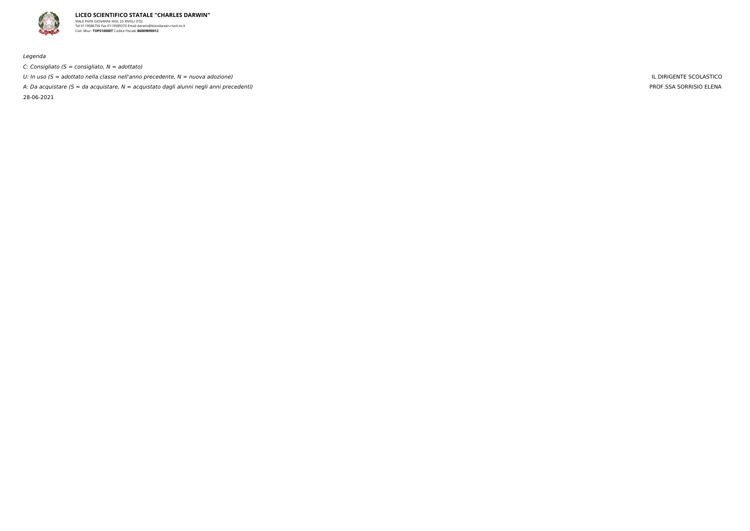*Legenda*

*C: Consigliato (S = consigliato, N = adottato)*

*U: In uso (S = adottato nella classe nell'anno precedente, N = nuova adozione)*

*A: Da acquistare (S = da acquistare, N = acquistato dagli alunni negli anni precedenti)*

28-06-2021

IL DIRIGENTE SCOLASTICO

PROF.SSA SORRISIO ELENA